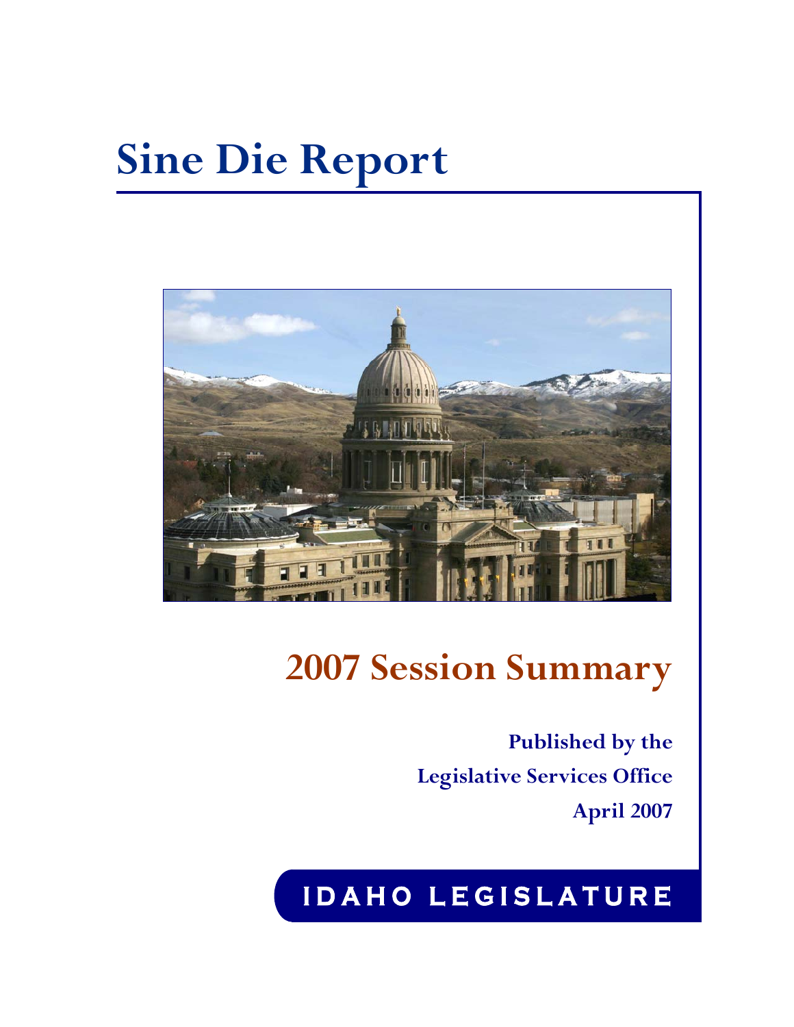# Sine Die Report

## 2007 Session Summary

**Published by the**
**Legislative Services Office**
**April 2007**

**IDAHO LEGISLATURE**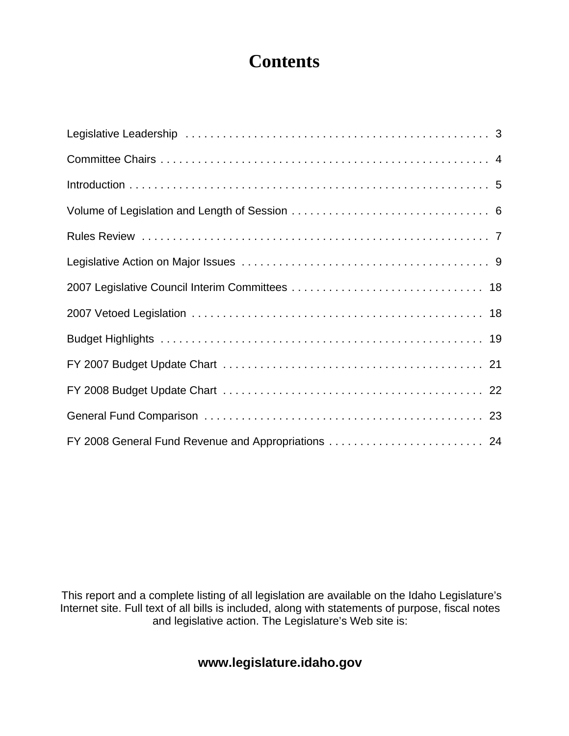# Contents

| | |
|---|---|
| Legislative Leadership | 3 |
| Committee Chairs | 4 |
| Introduction | 5 |
| Volume of Legislation and Length of Session | 6 |
| Rules Review | 7 |
| Legislative Action on Major Issues | 9 |
| 2007 Legislative Council Interim Committees | 18 |
| 2007 Vetoed Legislation | 18 |
| Budget Highlights | 19 |
| FY 2007 Budget Update Chart | 21 |
| FY 2008 Budget Update Chart | 22 |
| General Fund Comparison | 23 |
| FY 2008 General Fund Revenue and Appropriations | 24 |

This report and a complete listing of all legislation are available on the Idaho Legislature's Internet site. Full text of all bills is included, along with statements of purpose, fiscal notes and legislative action. The Legislature's Web site is:

**www.legislature.idaho.gov**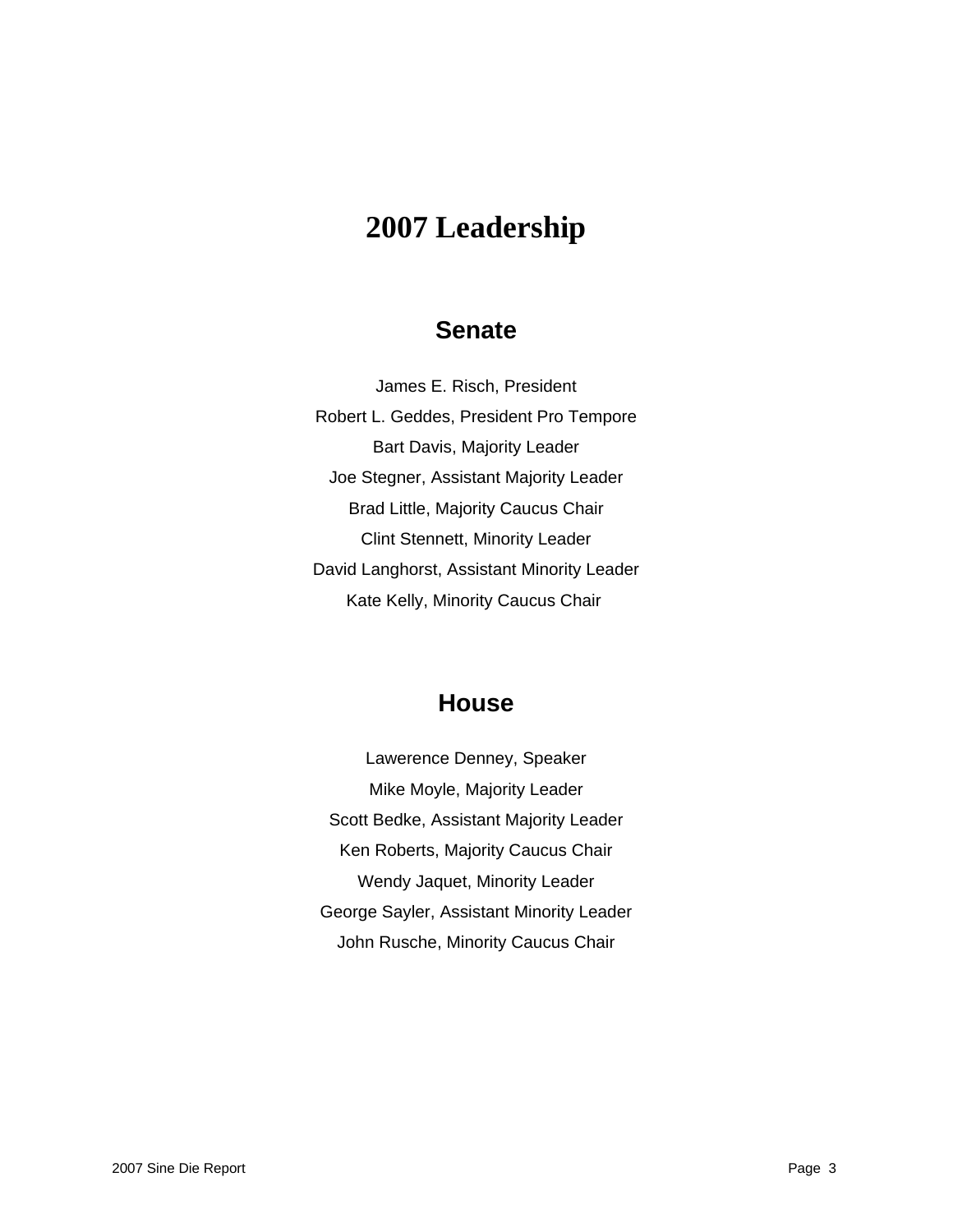# 2007 Leadership

## Senate

James E. Risch, President

Robert L. Geddes, President Pro Tempore

Bart Davis, Majority Leader

Joe Stegner, Assistant Majority Leader

Brad Little, Majority Caucus Chair

Clint Stennett, Minority Leader

David Langhorst, Assistant Minority Leader

Kate Kelly, Minority Caucus Chair

## House

Lawerence Denney, Speaker

Mike Moyle, Majority Leader

Scott Bedke, Assistant Majority Leader

Ken Roberts, Majority Caucus Chair

Wendy Jaquet, Minority Leader

George Sayler, Assistant Minority Leader

John Rusche, Minority Caucus Chair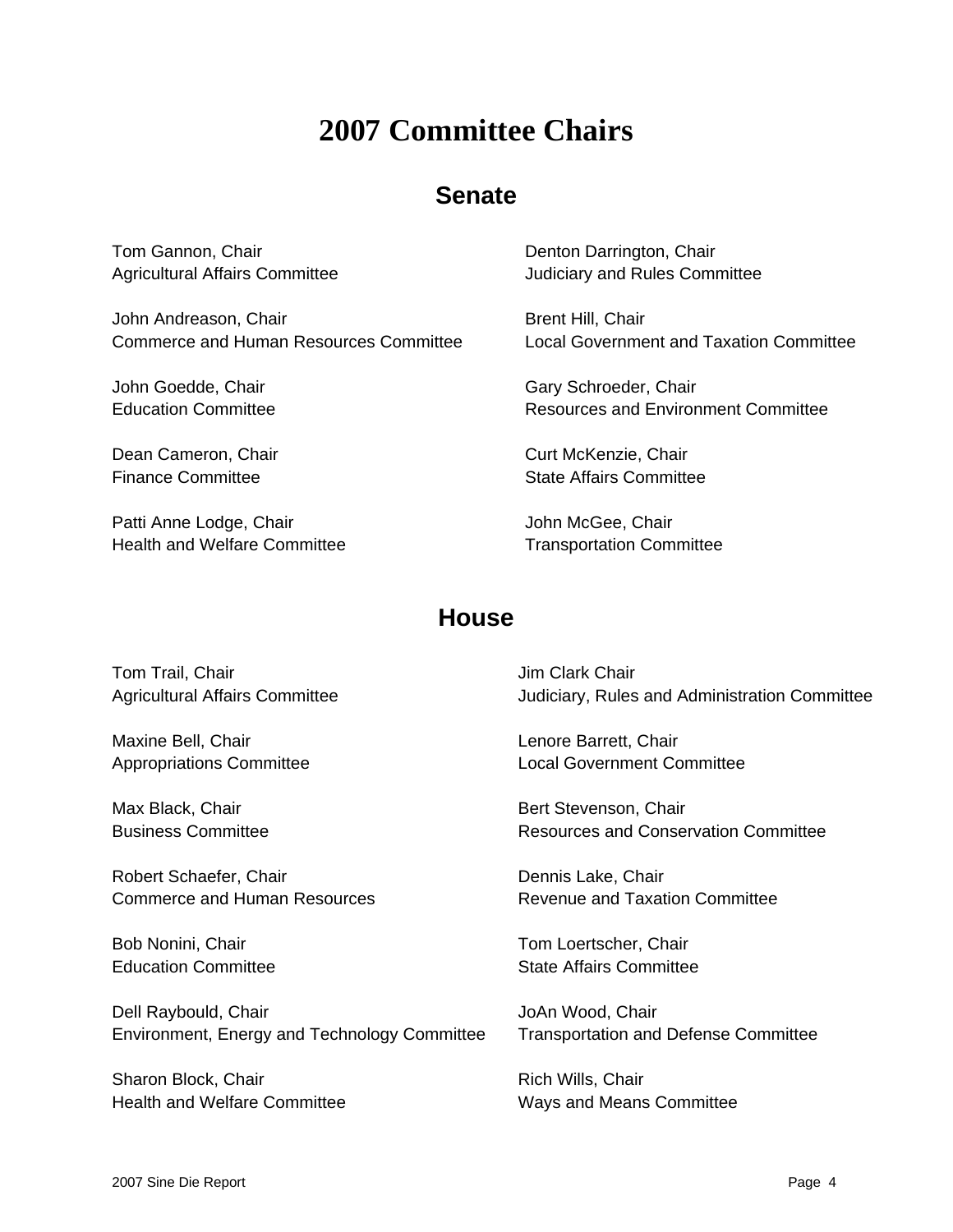# 2007 Committee Chairs

## Senate

Tom Gannon, Chair
Agricultural Affairs Committee

John Andreason, Chair
Commerce and Human Resources Committee

John Goedde, Chair
Education Committee

Dean Cameron, Chair
Finance Committee

Patti Anne Lodge, Chair
Health and Welfare Committee

Denton Darrington, Chair
Judiciary and Rules Committee

Brent Hill, Chair
Local Government and Taxation Committee

Gary Schroeder, Chair
Resources and Environment Committee

Curt McKenzie, Chair
State Affairs Committee

John McGee, Chair
Transportation Committee

## House

Tom Trail, Chair
Agricultural Affairs Committee

Maxine Bell, Chair
Appropriations Committee

Max Black, Chair
Business Committee

Robert Schaefer, Chair
Commerce and Human Resources

Bob Nonini, Chair
Education Committee

Dell Raybould, Chair
Environment, Energy and Technology Committee

Sharon Block, Chair
Health and Welfare Committee

Jim Clark Chair
Judiciary, Rules and Administration Committee

Lenore Barrett, Chair
Local Government Committee

Bert Stevenson, Chair
Resources and Conservation Committee

Dennis Lake, Chair
Revenue and Taxation Committee

Tom Loertscher, Chair
State Affairs Committee

JoAn Wood, Chair
Transportation and Defense Committee

Rich Wills, Chair
Ways and Means Committee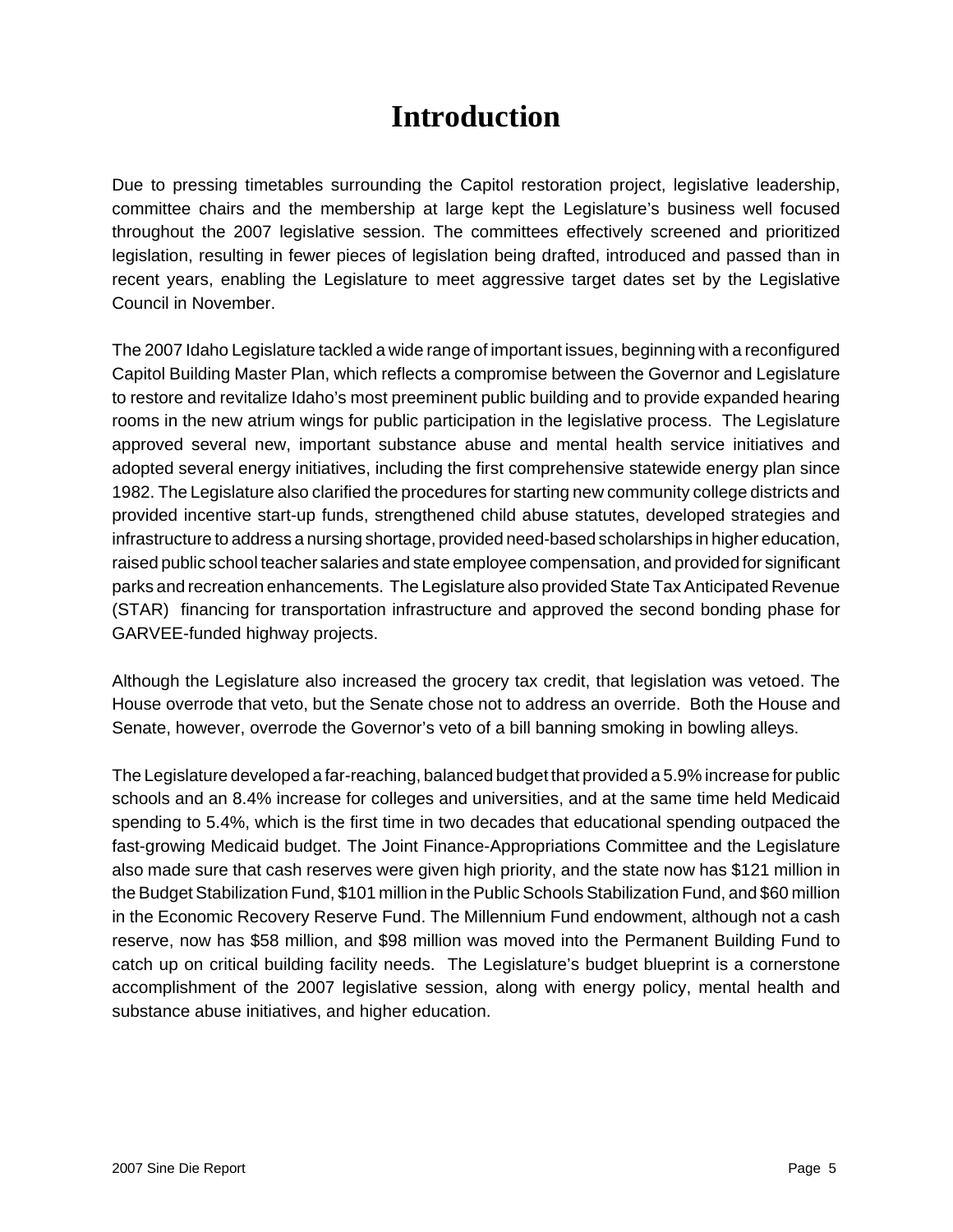# Introduction

Due to pressing timetables surrounding the Capitol restoration project, legislative leadership, committee chairs and the membership at large kept the Legislature's business well focused throughout the 2007 legislative session. The committees effectively screened and prioritized legislation, resulting in fewer pieces of legislation being drafted, introduced and passed than in recent years, enabling the Legislature to meet aggressive target dates set by the Legislative Council in November.

The 2007 Idaho Legislature tackled a wide range of important issues, beginning with a reconfigured Capitol Building Master Plan, which reflects a compromise between the Governor and Legislature to restore and revitalize Idaho's most preeminent public building and to provide expanded hearing rooms in the new atrium wings for public participation in the legislative process. The Legislature approved several new, important substance abuse and mental health service initiatives and adopted several energy initiatives, including the first comprehensive statewide energy plan since 1982. The Legislature also clarified the procedures for starting new community college districts and provided incentive start-up funds, strengthened child abuse statutes, developed strategies and infrastructure to address a nursing shortage, provided need-based scholarships in higher education, raised public school teacher salaries and state employee compensation, and provided for significant parks and recreation enhancements. The Legislature also provided State Tax Anticipated Revenue (STAR) financing for transportation infrastructure and approved the second bonding phase for GARVEE-funded highway projects.

Although the Legislature also increased the grocery tax credit, that legislation was vetoed. The House overrode that veto, but the Senate chose not to address an override. Both the House and Senate, however, overrode the Governor's veto of a bill banning smoking in bowling alleys.

The Legislature developed a far-reaching, balanced budget that provided a 5.9% increase for public schools and an 8.4% increase for colleges and universities, and at the same time held Medicaid spending to 5.4%, which is the first time in two decades that educational spending outpaced the fast-growing Medicaid budget. The Joint Finance-Appropriations Committee and the Legislature also made sure that cash reserves were given high priority, and the state now has $121 million in the Budget Stabilization Fund, $101 million in the Public Schools Stabilization Fund, and $60 million in the Economic Recovery Reserve Fund. The Millennium Fund endowment, although not a cash reserve, now has $58 million, and $98 million was moved into the Permanent Building Fund to catch up on critical building facility needs. The Legislature's budget blueprint is a cornerstone accomplishment of the 2007 legislative session, along with energy policy, mental health and substance abuse initiatives, and higher education.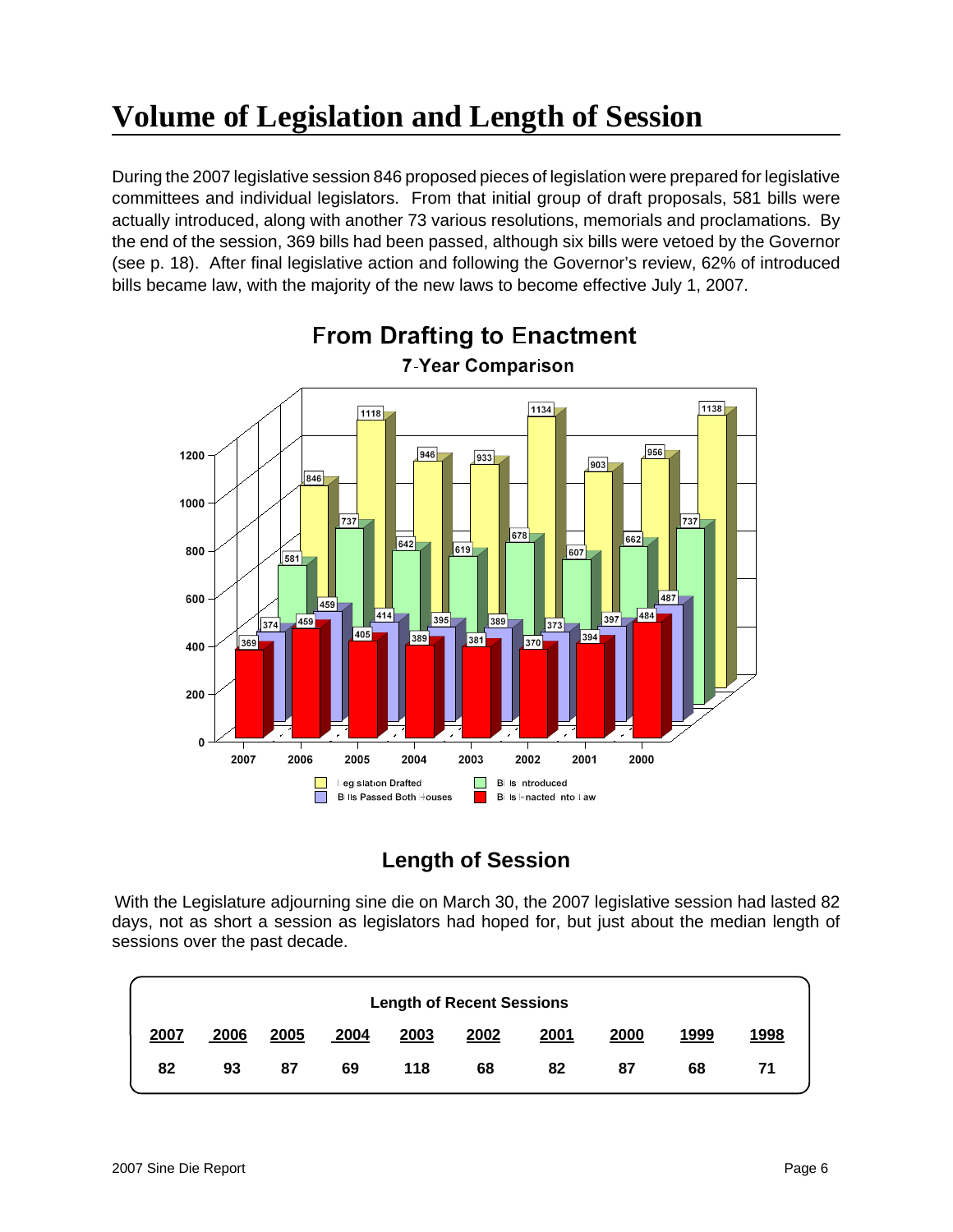# Volume of Legislation and Length of Session

During the 2007 legislative session 846 proposed pieces of legislation were prepared for legislative committees and individual legislators. From that initial group of draft proposals, 581 bills were actually introduced, along with another 73 various resolutions, memorials and proclamations. By the end of the session, 369 bills had been passed, although six bills were vetoed by the Governor (see p. 18). After final legislative action and following the Governor's review, 62% of introduced bills became law, with the majority of the new laws to become effective July 1, 2007.

## From Drafting to Enactment

### 7-Year Comparison

| | 2007 | 2006 | 2005 | 2004 | 2003 | 2002 | 2001 | 2000 |
|---|---|---|---|---|---|---|---|---|
| Legislation Drafted | 846 | 1118 | 946 | 933 | 1134 | 903 | 956 | 1138 |
| Bills Introduced | 581 | 737 | 642 | 619 | 678 | 607 | 662 | 737 |
| Bills Passed Both Houses | 374 | 459 | 414 | 395 | 389 | 373 | 397 | 487 |
| Bills Enacted Into Law | 369 | 459 | 405 | 389 | 381 | 370 | 394 | 484 |

## Length of Session

With the Legislature adjourning sine die on March 30, the 2007 legislative session had lasted 82 days, not as short a session as legislators had hoped for, but just about the median length of sessions over the past decade.

**Length of Recent Sessions**

| 2007 | 2006 | 2005 | 2004 | 2003 | 2002 | 2001 | 2000 | 1999 | 1998 |
|---|---|---|---|---|---|---|---|---|---|
| 82 | 93 | 87 | 69 | 118 | 68 | 82 | 87 | 68 | 71 |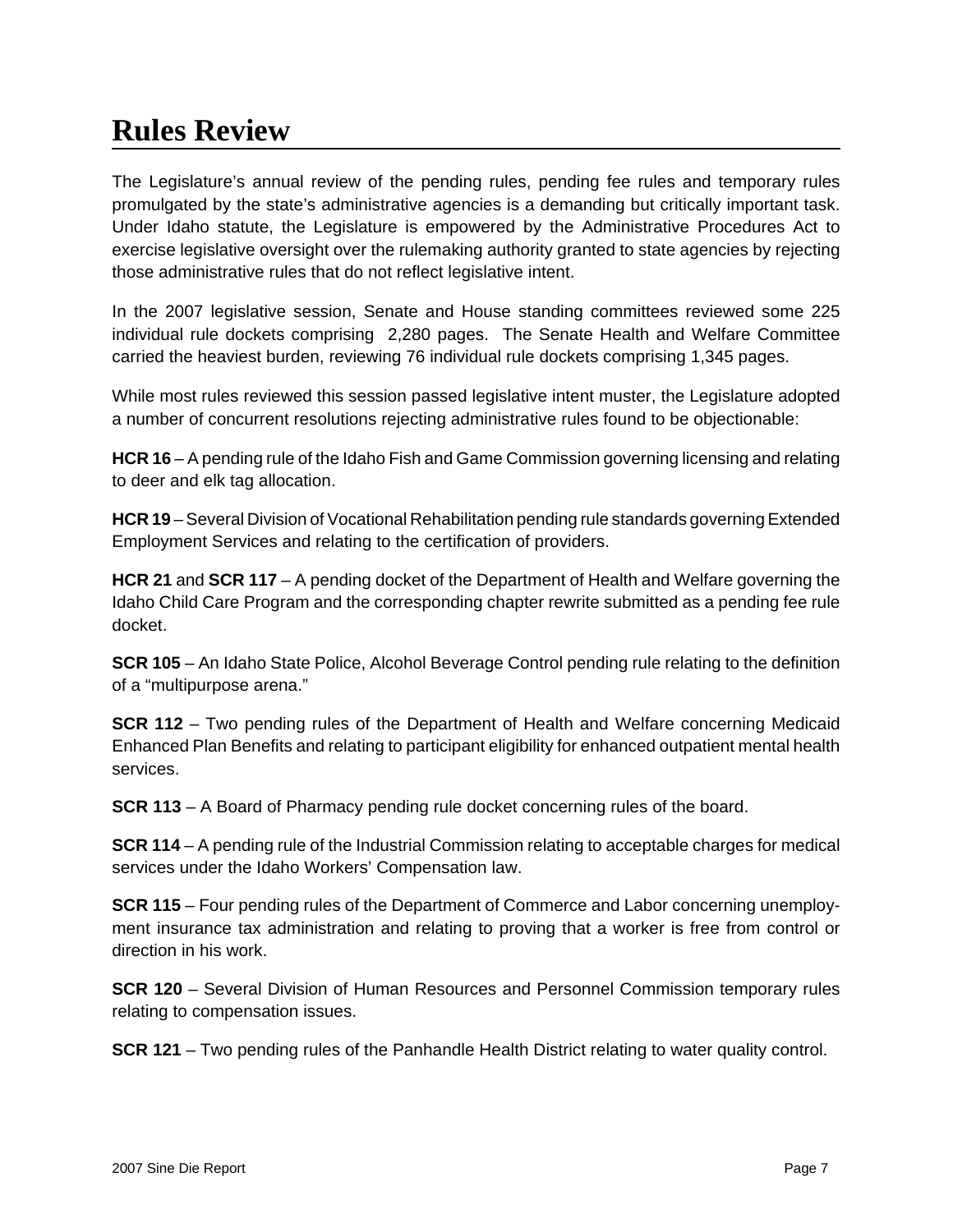# Rules Review

The Legislature's annual review of the pending rules, pending fee rules and temporary rules promulgated by the state's administrative agencies is a demanding but critically important task. Under Idaho statute, the Legislature is empowered by the Administrative Procedures Act to exercise legislative oversight over the rulemaking authority granted to state agencies by rejecting those administrative rules that do not reflect legislative intent.

In the 2007 legislative session, Senate and House standing committees reviewed some 225 individual rule dockets comprising 2,280 pages. The Senate Health and Welfare Committee carried the heaviest burden, reviewing 76 individual rule dockets comprising 1,345 pages.

While most rules reviewed this session passed legislative intent muster, the Legislature adopted a number of concurrent resolutions rejecting administrative rules found to be objectionable:

**HCR 16** – A pending rule of the Idaho Fish and Game Commission governing licensing and relating to deer and elk tag allocation.

**HCR 19** – Several Division of Vocational Rehabilitation pending rule standards governing Extended Employment Services and relating to the certification of providers.

**HCR 21** and **SCR 117** – A pending docket of the Department of Health and Welfare governing the Idaho Child Care Program and the corresponding chapter rewrite submitted as a pending fee rule docket.

**SCR 105** – An Idaho State Police, Alcohol Beverage Control pending rule relating to the definition of a "multipurpose arena."

**SCR 112** – Two pending rules of the Department of Health and Welfare concerning Medicaid Enhanced Plan Benefits and relating to participant eligibility for enhanced outpatient mental health services.

**SCR 113** – A Board of Pharmacy pending rule docket concerning rules of the board.

**SCR 114** – A pending rule of the Industrial Commission relating to acceptable charges for medical services under the Idaho Workers' Compensation law.

**SCR 115** – Four pending rules of the Department of Commerce and Labor concerning unemployment insurance tax administration and relating to proving that a worker is free from control or direction in his work.

**SCR 120** – Several Division of Human Resources and Personnel Commission temporary rules relating to compensation issues.

**SCR 121** – Two pending rules of the Panhandle Health District relating to water quality control.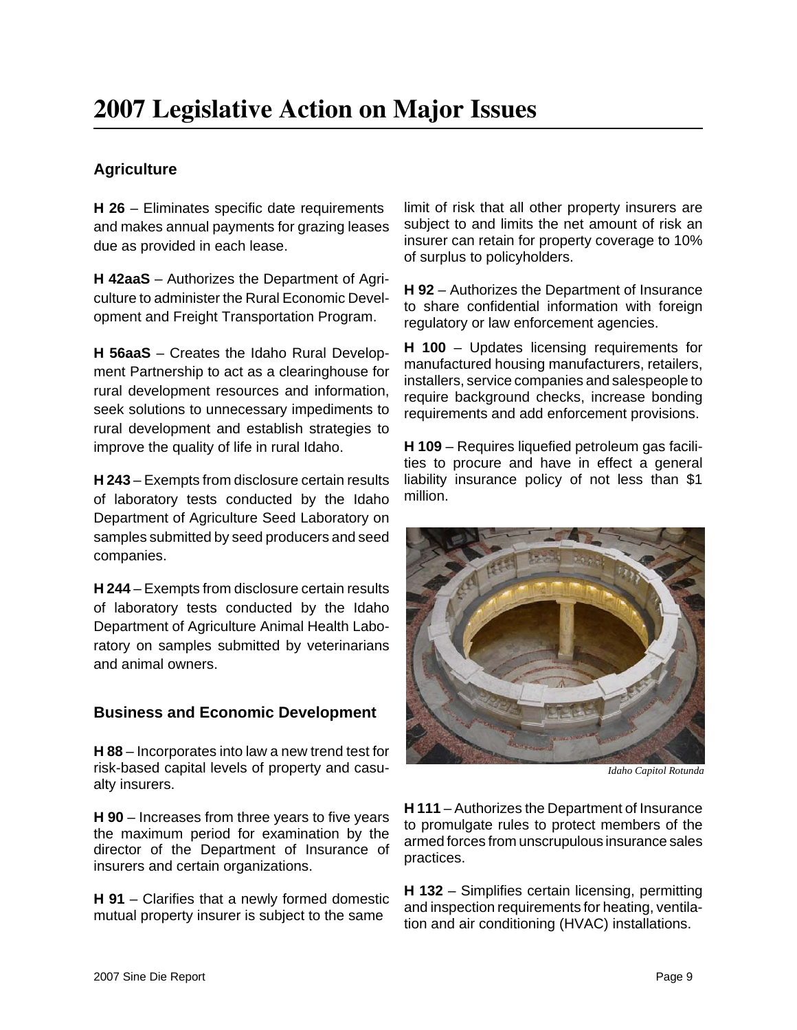# 2007 Legislative Action on Major Issues

## Agriculture

**H 26** – Eliminates specific date requirements and makes annual payments for grazing leases due as provided in each lease.

**H 42aaS** – Authorizes the Department of Agriculture to administer the Rural Economic Development and Freight Transportation Program.

**H 56aaS** – Creates the Idaho Rural Development Partnership to act as a clearinghouse for rural development resources and information, seek solutions to unnecessary impediments to rural development and establish strategies to improve the quality of life in rural Idaho.

**H 243** – Exempts from disclosure certain results of laboratory tests conducted by the Idaho Department of Agriculture Seed Laboratory on samples submitted by seed producers and seed companies.

**H 244** – Exempts from disclosure certain results of laboratory tests conducted by the Idaho Department of Agriculture Animal Health Laboratory on samples submitted by veterinarians and animal owners.

## Business and Economic Development

**H 88** – Incorporates into law a new trend test for risk-based capital levels of property and casualty insurers.

**H 90** – Increases from three years to five years the maximum period for examination by the director of the Department of Insurance of insurers and certain organizations.

**H 91** – Clarifies that a newly formed domestic mutual property insurer is subject to the same limit of risk that all other property insurers are subject to and limits the net amount of risk an insurer can retain for property coverage to 10% of surplus to policyholders.

**H 92** – Authorizes the Department of Insurance to share confidential information with foreign regulatory or law enforcement agencies.

**H 100** – Updates licensing requirements for manufactured housing manufacturers, retailers, installers, service companies and salespeople to require background checks, increase bonding requirements and add enforcement provisions.

**H 109** – Requires liquefied petroleum gas facilities to procure and have in effect a general liability insurance policy of not less than $1 million.

*Idaho Capitol Rotunda*

**H 111** – Authorizes the Department of Insurance to promulgate rules to protect members of the armed forces from unscrupulous insurance sales practices.

**H 132** – Simplifies certain licensing, permitting and inspection requirements for heating, ventilation and air conditioning (HVAC) installations.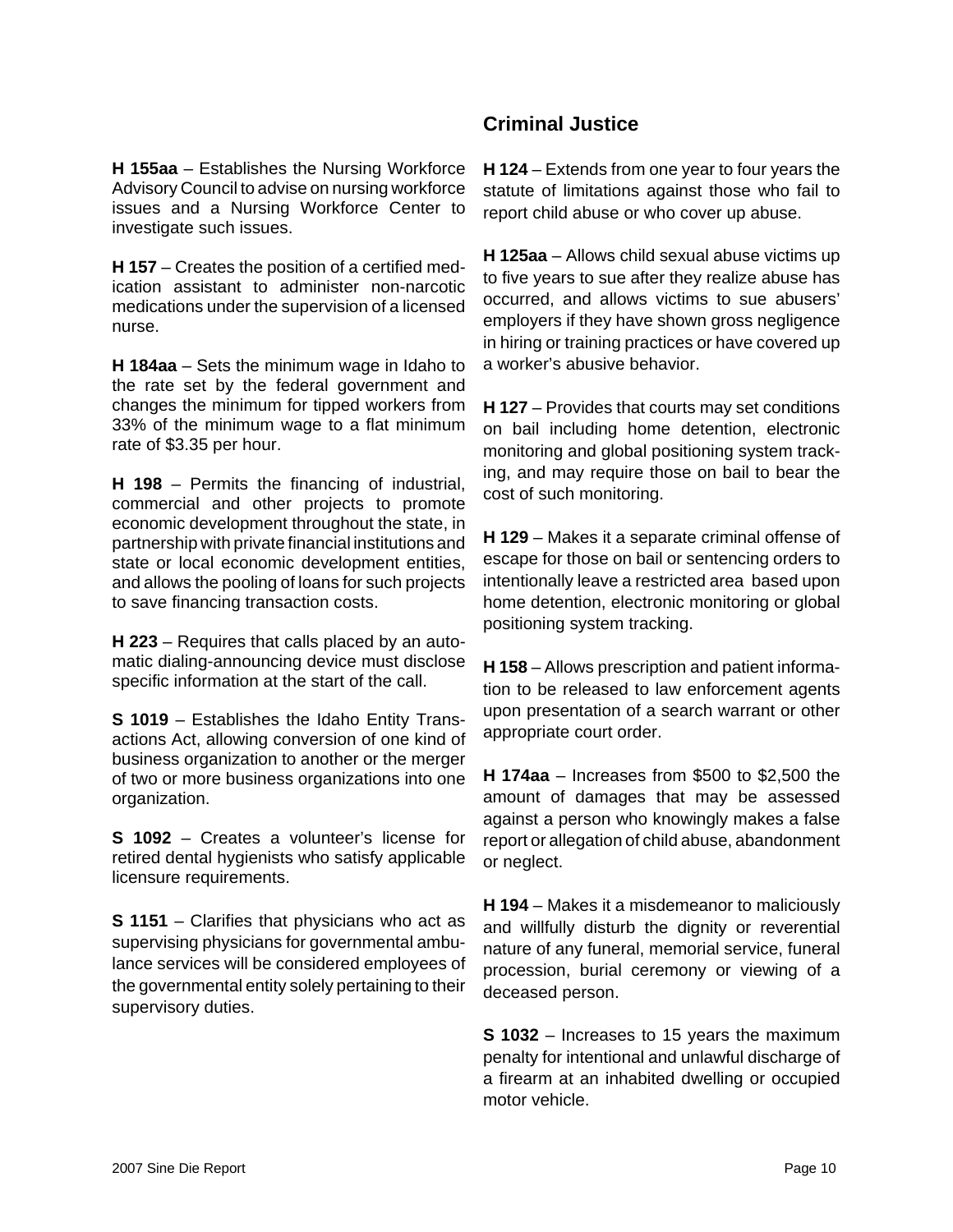**H 155aa** – Establishes the Nursing Workforce Advisory Council to advise on nursing workforce issues and a Nursing Workforce Center to investigate such issues.

**H 157** – Creates the position of a certified medication assistant to administer non-narcotic medications under the supervision of a licensed nurse.

**H 184aa** – Sets the minimum wage in Idaho to the rate set by the federal government and changes the minimum for tipped workers from 33% of the minimum wage to a flat minimum rate of $3.35 per hour.

**H 198** – Permits the financing of industrial, commercial and other projects to promote economic development throughout the state, in partnership with private financial institutions and state or local economic development entities, and allows the pooling of loans for such projects to save financing transaction costs.

**H 223** – Requires that calls placed by an automatic dialing-announcing device must disclose specific information at the start of the call.

**S 1019** – Establishes the Idaho Entity Transactions Act, allowing conversion of one kind of business organization to another or the merger of two or more business organizations into one organization.

**S 1092** – Creates a volunteer's license for retired dental hygienists who satisfy applicable licensure requirements.

**S 1151** – Clarifies that physicians who act as supervising physicians for governmental ambulance services will be considered employees of the governmental entity solely pertaining to their supervisory duties.

## Criminal Justice

**H 124** – Extends from one year to four years the statute of limitations against those who fail to report child abuse or who cover up abuse.

**H 125aa** – Allows child sexual abuse victims up to five years to sue after they realize abuse has occurred, and allows victims to sue abusers' employers if they have shown gross negligence in hiring or training practices or have covered up a worker's abusive behavior.

**H 127** – Provides that courts may set conditions on bail including home detention, electronic monitoring and global positioning system tracking, and may require those on bail to bear the cost of such monitoring.

**H 129** – Makes it a separate criminal offense of escape for those on bail or sentencing orders to intentionally leave a restricted area based upon home detention, electronic monitoring or global positioning system tracking.

**H 158** – Allows prescription and patient information to be released to law enforcement agents upon presentation of a search warrant or other appropriate court order.

**H 174aa** – Increases from $500 to $2,500 the amount of damages that may be assessed against a person who knowingly makes a false report or allegation of child abuse, abandonment or neglect.

**H 194** – Makes it a misdemeanor to maliciously and willfully disturb the dignity or reverential nature of any funeral, memorial service, funeral procession, burial ceremony or viewing of a deceased person.

**S 1032** – Increases to 15 years the maximum penalty for intentional and unlawful discharge of a firearm at an inhabited dwelling or occupied motor vehicle.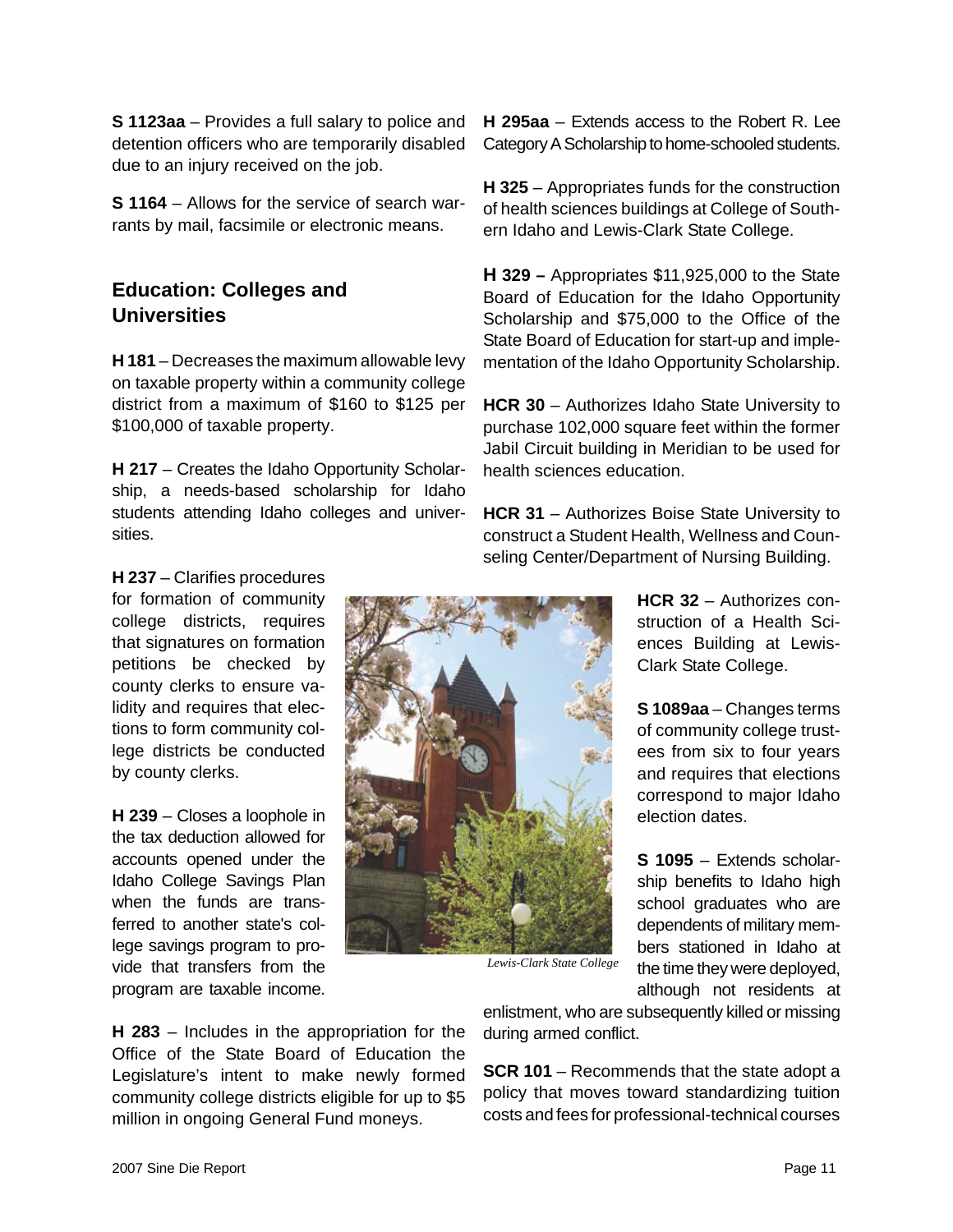**S 1123aa** – Provides a full salary to police and detention officers who are temporarily disabled due to an injury received on the job.

**S 1164** – Allows for the service of search warrants by mail, facsimile or electronic means.

## Education: Colleges and Universities

**H 181** – Decreases the maximum allowable levy on taxable property within a community college district from a maximum of $160 to $125 per $100,000 of taxable property.

**H 217** – Creates the Idaho Opportunity Scholarship, a needs-based scholarship for Idaho students attending Idaho colleges and universities.

**H 237** – Clarifies procedures for formation of community college districts, requires that signatures on formation petitions be checked by county clerks to ensure validity and requires that elections to form community college districts be conducted by county clerks.

**H 239** – Closes a loophole in the tax deduction allowed for accounts opened under the Idaho College Savings Plan when the funds are transferred to another state's college savings program to provide that transfers from the program are taxable income.

**H 283** – Includes in the appropriation for the Office of the State Board of Education the Legislature's intent to make newly formed community college districts eligible for up to $5 million in ongoing General Fund moneys.

**H 295aa** – Extends access to the Robert R. Lee Category A Scholarship to home-schooled students.

**H 325** – Appropriates funds for the construction of health sciences buildings at College of Southern Idaho and Lewis-Clark State College.

**H 329 –** Appropriates $11,925,000 to the State Board of Education for the Idaho Opportunity Scholarship and $75,000 to the Office of the State Board of Education for start-up and implementation of the Idaho Opportunity Scholarship.

**HCR 30** – Authorizes Idaho State University to purchase 102,000 square feet within the former Jabil Circuit building in Meridian to be used for health sciences education.

**HCR 31** – Authorizes Boise State University to construct a Student Health, Wellness and Counseling Center/Department of Nursing Building.

*Lewis-Clark State College*

**HCR 32** – Authorizes construction of a Health Sciences Building at Lewis-Clark State College.

**S 1089aa** – Changes terms of community college trustees from six to four years and requires that elections correspond to major Idaho election dates.

**S 1095** – Extends scholarship benefits to Idaho high school graduates who are dependents of military members stationed in Idaho at the time they were deployed, although not residents at enlistment, who are subsequently killed or missing during armed conflict.

**SCR 101** – Recommends that the state adopt a policy that moves toward standardizing tuition costs and fees for professional-technical courses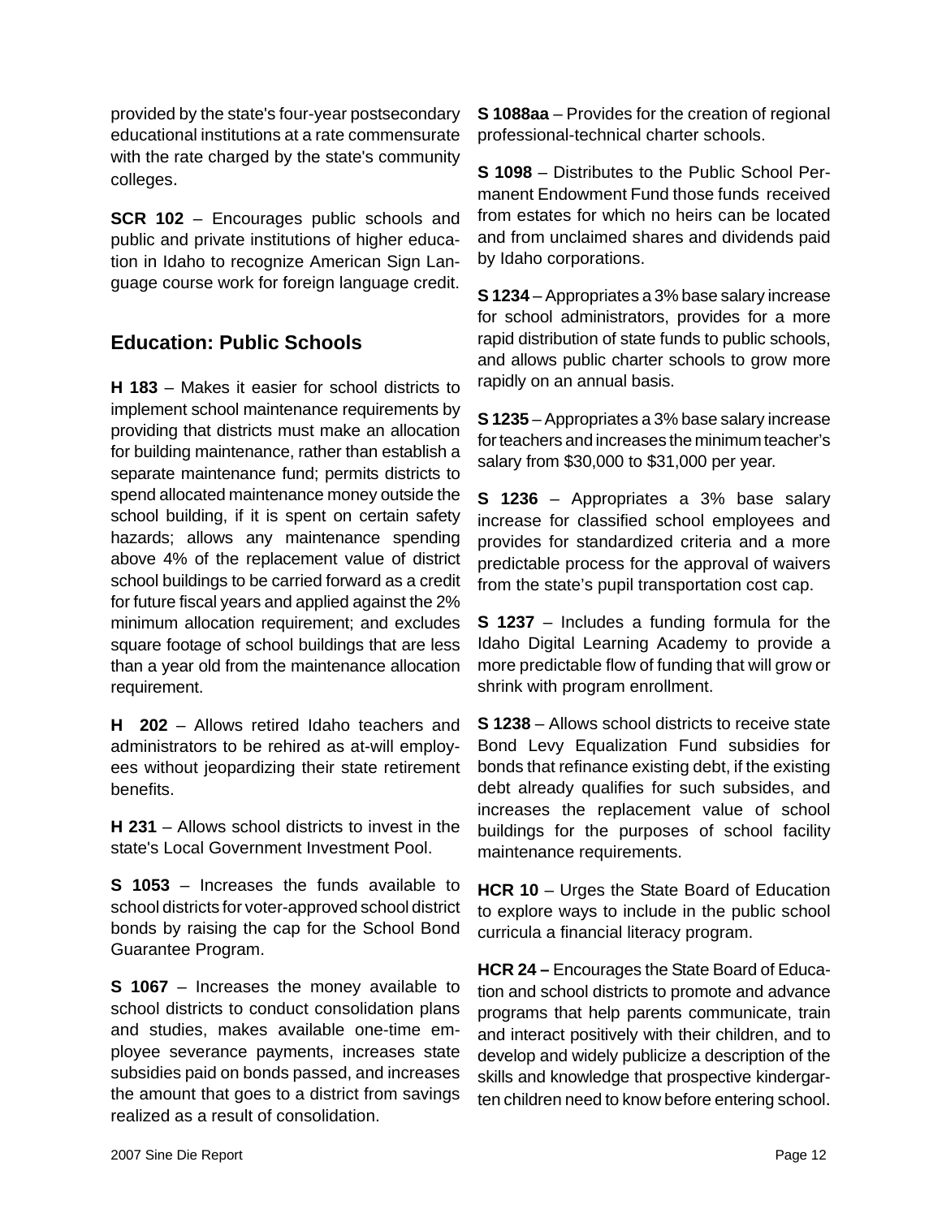provided by the state's four-year postsecondary educational institutions at a rate commensurate with the rate charged by the state's community colleges.

**SCR 102** – Encourages public schools and public and private institutions of higher education in Idaho to recognize American Sign Language course work for foreign language credit.

## Education: Public Schools

**H 183** – Makes it easier for school districts to implement school maintenance requirements by providing that districts must make an allocation for building maintenance, rather than establish a separate maintenance fund; permits districts to spend allocated maintenance money outside the school building, if it is spent on certain safety hazards; allows any maintenance spending above 4% of the replacement value of district school buildings to be carried forward as a credit for future fiscal years and applied against the 2% minimum allocation requirement; and excludes square footage of school buildings that are less than a year old from the maintenance allocation requirement.

**H 202** – Allows retired Idaho teachers and administrators to be rehired as at-will employees without jeopardizing their state retirement benefits.

**H 231** – Allows school districts to invest in the state's Local Government Investment Pool.

**S 1053** – Increases the funds available to school districts for voter-approved school district bonds by raising the cap for the School Bond Guarantee Program.

**S 1067** – Increases the money available to school districts to conduct consolidation plans and studies, makes available one-time employee severance payments, increases state subsidies paid on bonds passed, and increases the amount that goes to a district from savings realized as a result of consolidation.

**S 1088aa** – Provides for the creation of regional professional-technical charter schools.

**S 1098** – Distributes to the Public School Permanent Endowment Fund those funds received from estates for which no heirs can be located and from unclaimed shares and dividends paid by Idaho corporations.

**S 1234** – Appropriates a 3% base salary increase for school administrators, provides for a more rapid distribution of state funds to public schools, and allows public charter schools to grow more rapidly on an annual basis.

**S 1235** – Appropriates a 3% base salary increase for teachers and increases the minimum teacher's salary from $30,000 to $31,000 per year.

**S 1236** – Appropriates a 3% base salary increase for classified school employees and provides for standardized criteria and a more predictable process for the approval of waivers from the state's pupil transportation cost cap.

**S 1237** – Includes a funding formula for the Idaho Digital Learning Academy to provide a more predictable flow of funding that will grow or shrink with program enrollment.

**S 1238** – Allows school districts to receive state Bond Levy Equalization Fund subsidies for bonds that refinance existing debt, if the existing debt already qualifies for such subsides, and increases the replacement value of school buildings for the purposes of school facility maintenance requirements.

**HCR 10** – Urges the State Board of Education to explore ways to include in the public school curricula a financial literacy program.

**HCR 24 –** Encourages the State Board of Education and school districts to promote and advance programs that help parents communicate, train and interact positively with their children, and to develop and widely publicize a description of the skills and knowledge that prospective kindergarten children need to know before entering school.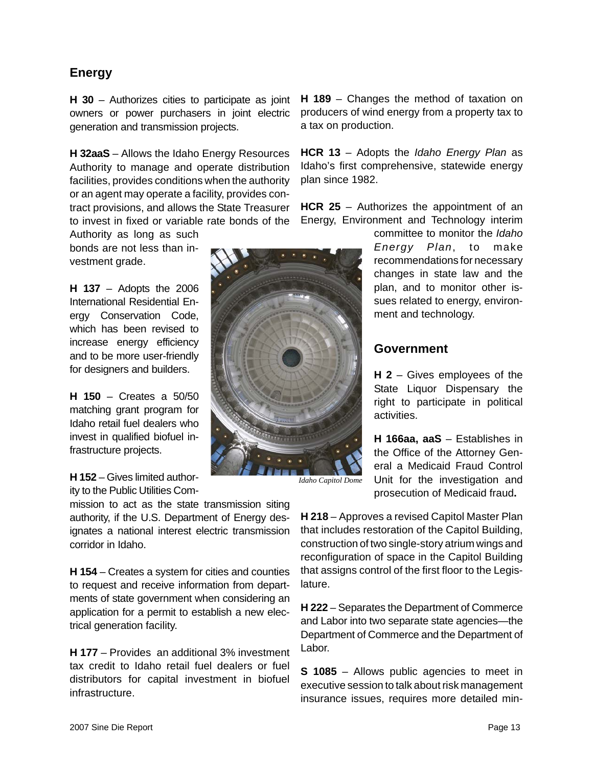## Energy

**H 30** – Authorizes cities to participate as joint owners or power purchasers in joint electric generation and transmission projects.

**H 32aaS** – Allows the Idaho Energy Resources Authority to manage and operate distribution facilities, provides conditions when the authority or an agent may operate a facility, provides contract provisions, and allows the State Treasurer to invest in fixed or variable rate bonds of the Authority as long as such bonds are not less than investment grade.

**H 137** – Adopts the 2006 International Residential Energy Conservation Code, which has been revised to increase energy efficiency and to be more user-friendly for designers and builders.

**H 150** – Creates a 50/50 matching grant program for Idaho retail fuel dealers who invest in qualified biofuel infrastructure projects.

**H 152** – Gives limited authority to the Public Utilities Commission to act as the state transmission siting authority, if the U.S. Department of Energy designates a national interest electric transmission corridor in Idaho.

**H 154** – Creates a system for cities and counties to request and receive information from departments of state government when considering an application for a permit to establish a new electrical generation facility.

**H 177** – Provides an additional 3% investment tax credit to Idaho retail fuel dealers or fuel distributors for capital investment in biofuel infrastructure.

**H 189** – Changes the method of taxation on producers of wind energy from a property tax to a tax on production.

**HCR 13** – Adopts the *Idaho Energy Plan* as Idaho's first comprehensive, statewide energy plan since 1982.

**HCR 25** – Authorizes the appointment of an Energy, Environment and Technology interim committee to monitor the *Idaho Energy Plan*, to make recommendations for necessary changes in state law and the plan, and to monitor other issues related to energy, environment and technology.

*Idaho Capitol Dome*

## Government

**H 2** – Gives employees of the State Liquor Dispensary the right to participate in political activities.

**H 166aa, aaS** – Establishes in the Office of the Attorney General a Medicaid Fraud Control Unit for the investigation and prosecution of Medicaid fraud**.**

**H 218** – Approves a revised Capitol Master Plan that includes restoration of the Capitol Building, construction of two single-story atrium wings and reconfiguration of space in the Capitol Building that assigns control of the first floor to the Legislature.

**H 222** – Separates the Department of Commerce and Labor into two separate state agencies—the Department of Commerce and the Department of Labor.

**S 1085** – Allows public agencies to meet in executive session to talk about risk management insurance issues, requires more detailed min-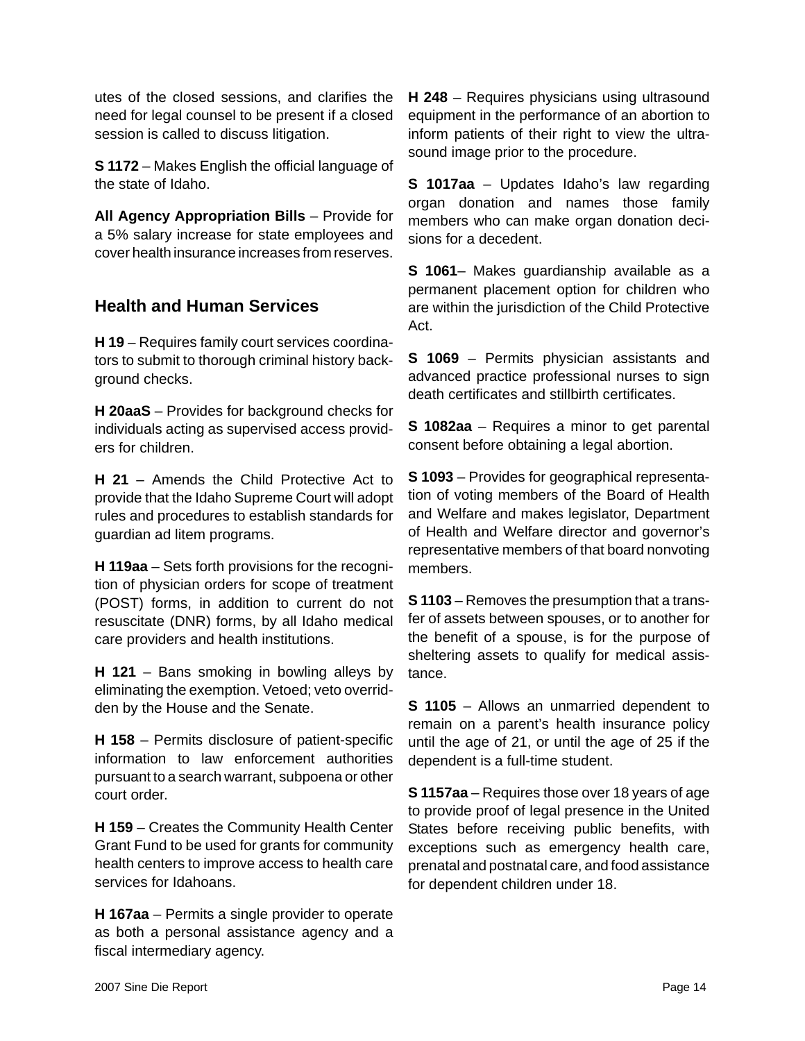utes of the closed sessions, and clarifies the need for legal counsel to be present if a closed session is called to discuss litigation.

**S 1172** – Makes English the official language of the state of Idaho.

**All Agency Appropriation Bills** – Provide for a 5% salary increase for state employees and cover health insurance increases from reserves.

## Health and Human Services

**H 19** – Requires family court services coordinators to submit to thorough criminal history background checks.

**H 20aaS** – Provides for background checks for individuals acting as supervised access providers for children.

**H 21** – Amends the Child Protective Act to provide that the Idaho Supreme Court will adopt rules and procedures to establish standards for guardian ad litem programs.

**H 119aa** – Sets forth provisions for the recognition of physician orders for scope of treatment (POST) forms, in addition to current do not resuscitate (DNR) forms, by all Idaho medical care providers and health institutions.

**H 121** – Bans smoking in bowling alleys by eliminating the exemption. Vetoed; veto overridden by the House and the Senate.

**H 158** – Permits disclosure of patient-specific information to law enforcement authorities pursuant to a search warrant, subpoena or other court order.

**H 159** – Creates the Community Health Center Grant Fund to be used for grants for community health centers to improve access to health care services for Idahoans.

**H 167aa** – Permits a single provider to operate as both a personal assistance agency and a fiscal intermediary agency.

**H 248** – Requires physicians using ultrasound equipment in the performance of an abortion to inform patients of their right to view the ultrasound image prior to the procedure.

**S 1017aa** – Updates Idaho's law regarding organ donation and names those family members who can make organ donation decisions for a decedent.

**S 1061**– Makes guardianship available as a permanent placement option for children who are within the jurisdiction of the Child Protective Act.

**S 1069** – Permits physician assistants and advanced practice professional nurses to sign death certificates and stillbirth certificates.

**S 1082aa** – Requires a minor to get parental consent before obtaining a legal abortion.

**S 1093** – Provides for geographical representation of voting members of the Board of Health and Welfare and makes legislator, Department of Health and Welfare director and governor's representative members of that board nonvoting members.

**S 1103** – Removes the presumption that a transfer of assets between spouses, or to another for the benefit of a spouse, is for the purpose of sheltering assets to qualify for medical assistance.

**S 1105** – Allows an unmarried dependent to remain on a parent's health insurance policy until the age of 21, or until the age of 25 if the dependent is a full-time student.

**S 1157aa** – Requires those over 18 years of age to provide proof of legal presence in the United States before receiving public benefits, with exceptions such as emergency health care, prenatal and postnatal care, and food assistance for dependent children under 18.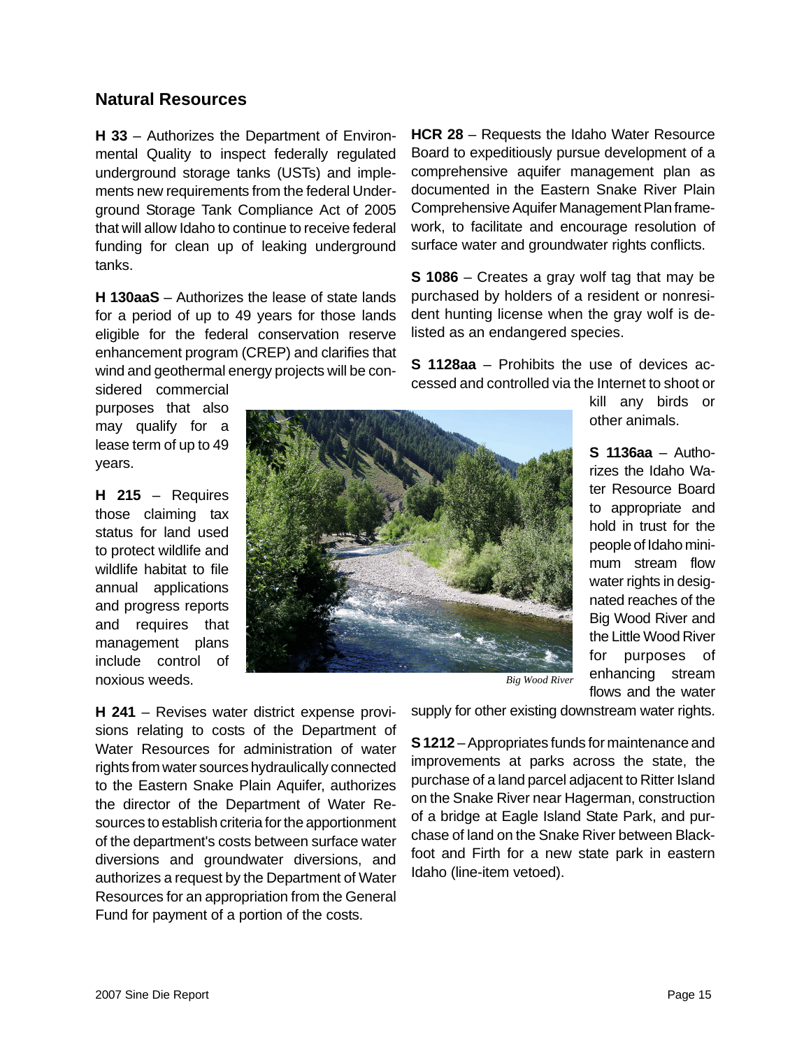## Natural Resources

**H 33** – Authorizes the Department of Environmental Quality to inspect federally regulated underground storage tanks (USTs) and implements new requirements from the federal Underground Storage Tank Compliance Act of 2005 that will allow Idaho to continue to receive federal funding for clean up of leaking underground tanks.

**H 130aaS** – Authorizes the lease of state lands for a period of up to 49 years for those lands eligible for the federal conservation reserve enhancement program (CREP) and clarifies that wind and geothermal energy projects will be considered commercial purposes that also may qualify for a lease term of up to 49 years.

**H 215** – Requires those claiming tax status for land used to protect wildlife and wildlife habitat to file annual applications and progress reports and requires that management plans include control of noxious weeds.

**H 241** – Revises water district expense provisions relating to costs of the Department of Water Resources for administration of water rights from water sources hydraulically connected to the Eastern Snake Plain Aquifer, authorizes the director of the Department of Water Resources to establish criteria for the apportionment of the department's costs between surface water diversions and groundwater diversions, and authorizes a request by the Department of Water Resources for an appropriation from the General Fund for payment of a portion of the costs.

*Big Wood River*

**HCR 28** – Requests the Idaho Water Resource Board to expeditiously pursue development of a comprehensive aquifer management plan as documented in the Eastern Snake River Plain Comprehensive Aquifer Management Plan framework, to facilitate and encourage resolution of surface water and groundwater rights conflicts.

**S 1086** – Creates a gray wolf tag that may be purchased by holders of a resident or nonresident hunting license when the gray wolf is delisted as an endangered species.

**S 1128aa** – Prohibits the use of devices accessed and controlled via the Internet to shoot or kill any birds or other animals.

**S 1136aa** – Authorizes the Idaho Water Resource Board to appropriate and hold in trust for the people of Idaho minimum stream flow water rights in designated reaches of the Big Wood River and the Little Wood River for purposes of enhancing stream flows and the water supply for other existing downstream water rights.

**S 1212** – Appropriates funds for maintenance and improvements at parks across the state, the purchase of a land parcel adjacent to Ritter Island on the Snake River near Hagerman, construction of a bridge at Eagle Island State Park, and purchase of land on the Snake River between Blackfoot and Firth for a new state park in eastern Idaho (line-item vetoed).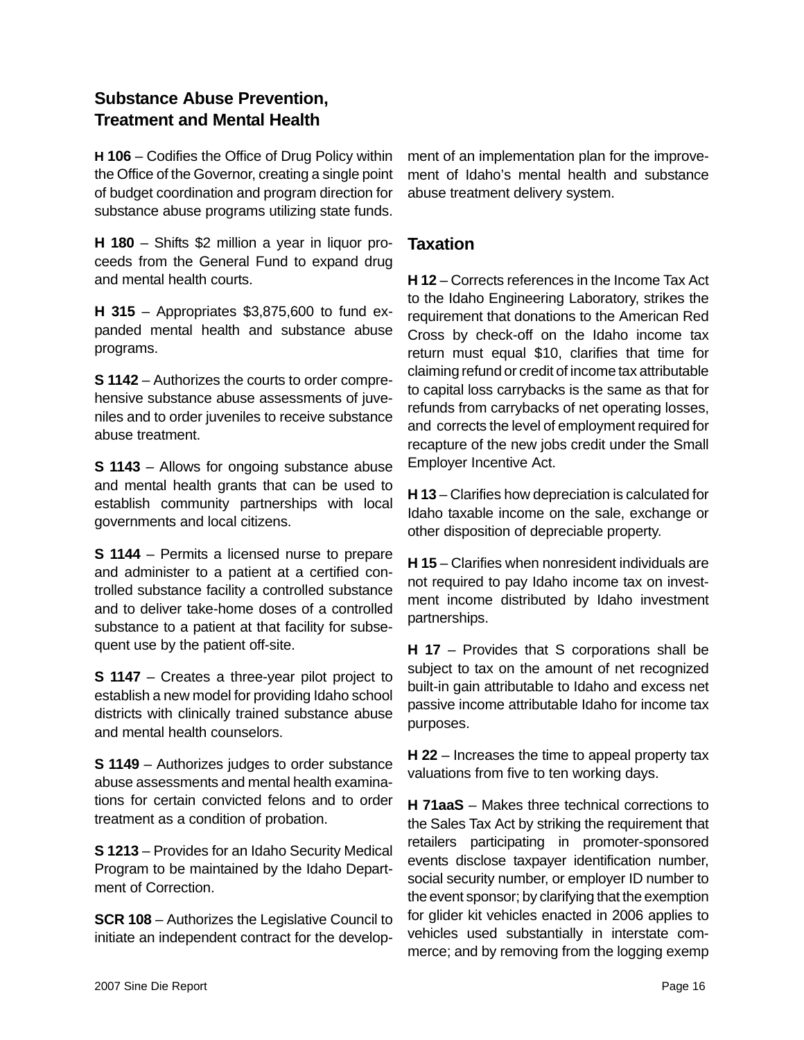## Substance Abuse Prevention, Treatment and Mental Health

**H 106** – Codifies the Office of Drug Policy within the Office of the Governor, creating a single point of budget coordination and program direction for substance abuse programs utilizing state funds.

**H 180** – Shifts $2 million a year in liquor proceeds from the General Fund to expand drug and mental health courts.

**H 315** – Appropriates $3,875,600 to fund expanded mental health and substance abuse programs.

**S 1142** – Authorizes the courts to order comprehensive substance abuse assessments of juveniles and to order juveniles to receive substance abuse treatment.

**S 1143** – Allows for ongoing substance abuse and mental health grants that can be used to establish community partnerships with local governments and local citizens.

**S 1144** – Permits a licensed nurse to prepare and administer to a patient at a certified controlled substance facility a controlled substance and to deliver take-home doses of a controlled substance to a patient at that facility for subsequent use by the patient off-site.

**S 1147** – Creates a three-year pilot project to establish a new model for providing Idaho school districts with clinically trained substance abuse and mental health counselors.

**S 1149** – Authorizes judges to order substance abuse assessments and mental health examinations for certain convicted felons and to order treatment as a condition of probation.

**S 1213** – Provides for an Idaho Security Medical Program to be maintained by the Idaho Department of Correction.

**SCR 108** – Authorizes the Legislative Council to initiate an independent contract for the development of an implementation plan for the improvement of Idaho's mental health and substance abuse treatment delivery system.

## Taxation

**H 12** – Corrects references in the Income Tax Act to the Idaho Engineering Laboratory, strikes the requirement that donations to the American Red Cross by check-off on the Idaho income tax return must equal $10, clarifies that time for claiming refund or credit of income tax attributable to capital loss carrybacks is the same as that for refunds from carrybacks of net operating losses, and corrects the level of employment required for recapture of the new jobs credit under the Small Employer Incentive Act.

**H 13** – Clarifies how depreciation is calculated for Idaho taxable income on the sale, exchange or other disposition of depreciable property.

**H 15** – Clarifies when nonresident individuals are not required to pay Idaho income tax on investment income distributed by Idaho investment partnerships.

**H 17** – Provides that S corporations shall be subject to tax on the amount of net recognized built-in gain attributable to Idaho and excess net passive income attributable Idaho for income tax purposes.

**H 22** – Increases the time to appeal property tax valuations from five to ten working days.

**H 71aaS** – Makes three technical corrections to the Sales Tax Act by striking the requirement that retailers participating in promoter-sponsored events disclose taxpayer identification number, social security number, or employer ID number to the event sponsor; by clarifying that the exemption for glider kit vehicles enacted in 2006 applies to vehicles used substantially in interstate commerce; and by removing from the logging exemp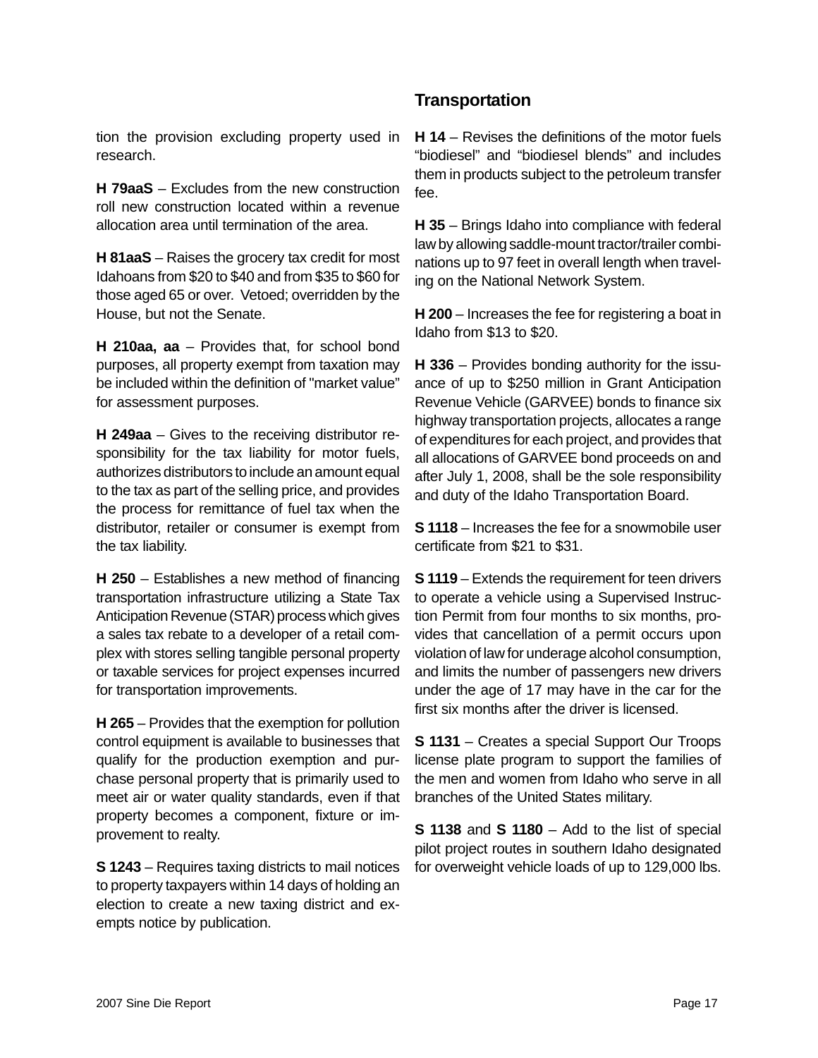tion the provision excluding property used in research.

**H 79aaS** – Excludes from the new construction roll new construction located within a revenue allocation area until termination of the area.

**H 81aaS** – Raises the grocery tax credit for most Idahoans from $20 to $40 and from $35 to $60 for those aged 65 or over. Vetoed; overridden by the House, but not the Senate.

**H 210aa, aa** – Provides that, for school bond purposes, all property exempt from taxation may be included within the definition of "market value" for assessment purposes.

**H 249aa** – Gives to the receiving distributor responsibility for the tax liability for motor fuels, authorizes distributors to include an amount equal to the tax as part of the selling price, and provides the process for remittance of fuel tax when the distributor, retailer or consumer is exempt from the tax liability.

**H 250** – Establishes a new method of financing transportation infrastructure utilizing a State Tax Anticipation Revenue (STAR) process which gives a sales tax rebate to a developer of a retail complex with stores selling tangible personal property or taxable services for project expenses incurred for transportation improvements.

**H 265** – Provides that the exemption for pollution control equipment is available to businesses that qualify for the production exemption and purchase personal property that is primarily used to meet air or water quality standards, even if that property becomes a component, fixture or improvement to realty.

**S 1243** – Requires taxing districts to mail notices to property taxpayers within 14 days of holding an election to create a new taxing district and exempts notice by publication.

## Transportation

**H 14** – Revises the definitions of the motor fuels "biodiesel" and "biodiesel blends" and includes them in products subject to the petroleum transfer fee.

**H 35** – Brings Idaho into compliance with federal law by allowing saddle-mount tractor/trailer combinations up to 97 feet in overall length when traveling on the National Network System.

**H 200** – Increases the fee for registering a boat in Idaho from $13 to $20.

**H 336** – Provides bonding authority for the issuance of up to $250 million in Grant Anticipation Revenue Vehicle (GARVEE) bonds to finance six highway transportation projects, allocates a range of expenditures for each project, and provides that all allocations of GARVEE bond proceeds on and after July 1, 2008, shall be the sole responsibility and duty of the Idaho Transportation Board.

**S 1118** – Increases the fee for a snowmobile user certificate from $21 to $31.

**S 1119** – Extends the requirement for teen drivers to operate a vehicle using a Supervised Instruction Permit from four months to six months, provides that cancellation of a permit occurs upon violation of law for underage alcohol consumption, and limits the number of passengers new drivers under the age of 17 may have in the car for the first six months after the driver is licensed.

**S 1131** – Creates a special Support Our Troops license plate program to support the families of the men and women from Idaho who serve in all branches of the United States military.

**S 1138** and **S 1180** – Add to the list of special pilot project routes in southern Idaho designated for overweight vehicle loads of up to 129,000 lbs.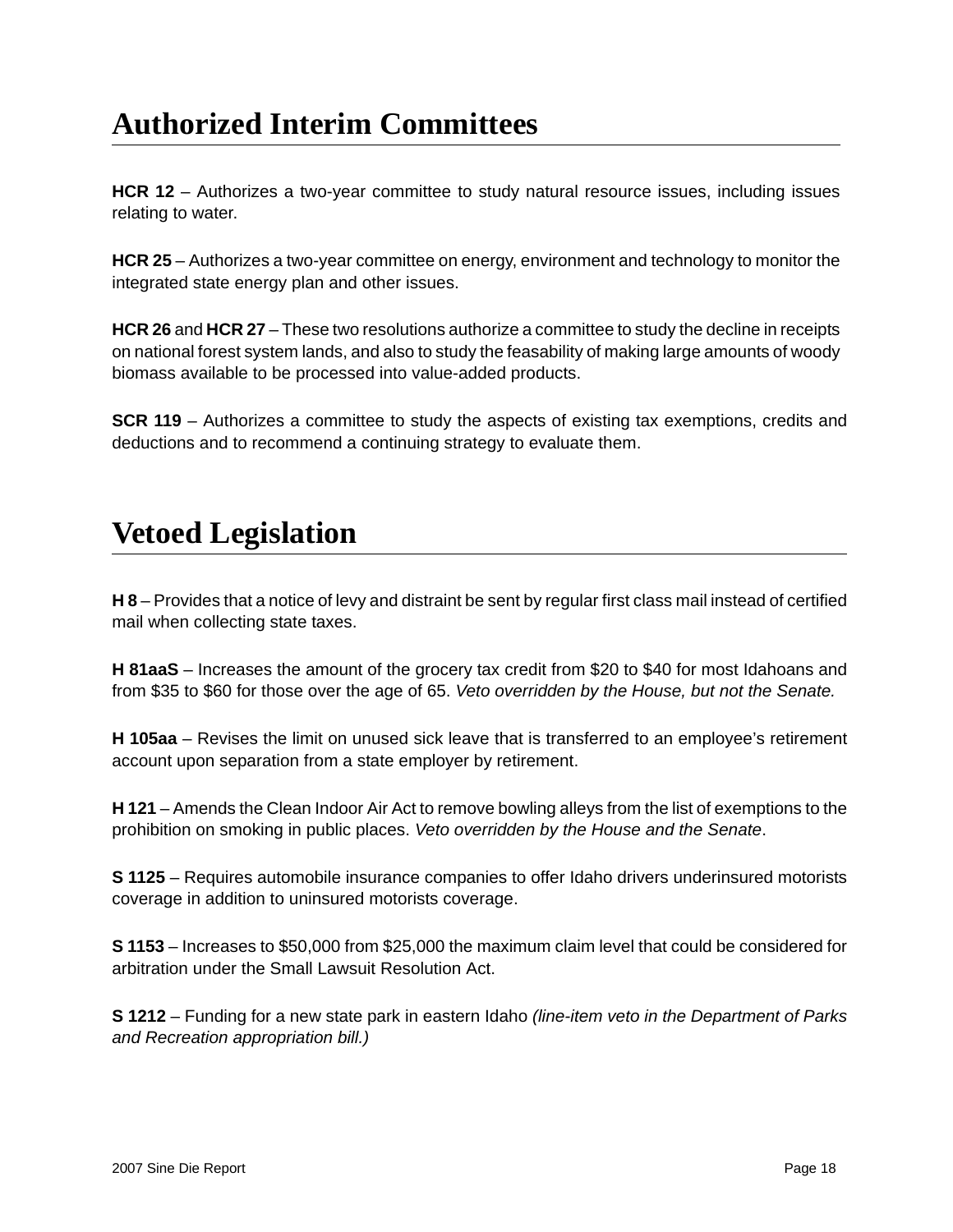# Authorized Interim Committees

**HCR 12** – Authorizes a two-year committee to study natural resource issues, including issues relating to water.

**HCR 25** – Authorizes a two-year committee on energy, environment and technology to monitor the integrated state energy plan and other issues.

**HCR 26** and **HCR 27** – These two resolutions authorize a committee to study the decline in receipts on national forest system lands, and also to study the feasability of making large amounts of woody biomass available to be processed into value-added products.

**SCR 119** – Authorizes a committee to study the aspects of existing tax exemptions, credits and deductions and to recommend a continuing strategy to evaluate them.

# Vetoed Legislation

**H 8** – Provides that a notice of levy and distraint be sent by regular first class mail instead of certified mail when collecting state taxes.

**H 81aaS** – Increases the amount of the grocery tax credit from $20 to $40 for most Idahoans and from $35 to $60 for those over the age of 65. *Veto overridden by the House, but not the Senate.*

**H 105aa** – Revises the limit on unused sick leave that is transferred to an employee's retirement account upon separation from a state employer by retirement.

**H 121** – Amends the Clean Indoor Air Act to remove bowling alleys from the list of exemptions to the prohibition on smoking in public places. *Veto overridden by the House and the Senate*.

**S 1125** – Requires automobile insurance companies to offer Idaho drivers underinsured motorists coverage in addition to uninsured motorists coverage.

**S 1153** – Increases to $50,000 from $25,000 the maximum claim level that could be considered for arbitration under the Small Lawsuit Resolution Act.

**S 1212** – Funding for a new state park in eastern Idaho *(line-item veto in the Department of Parks and Recreation appropriation bill.)*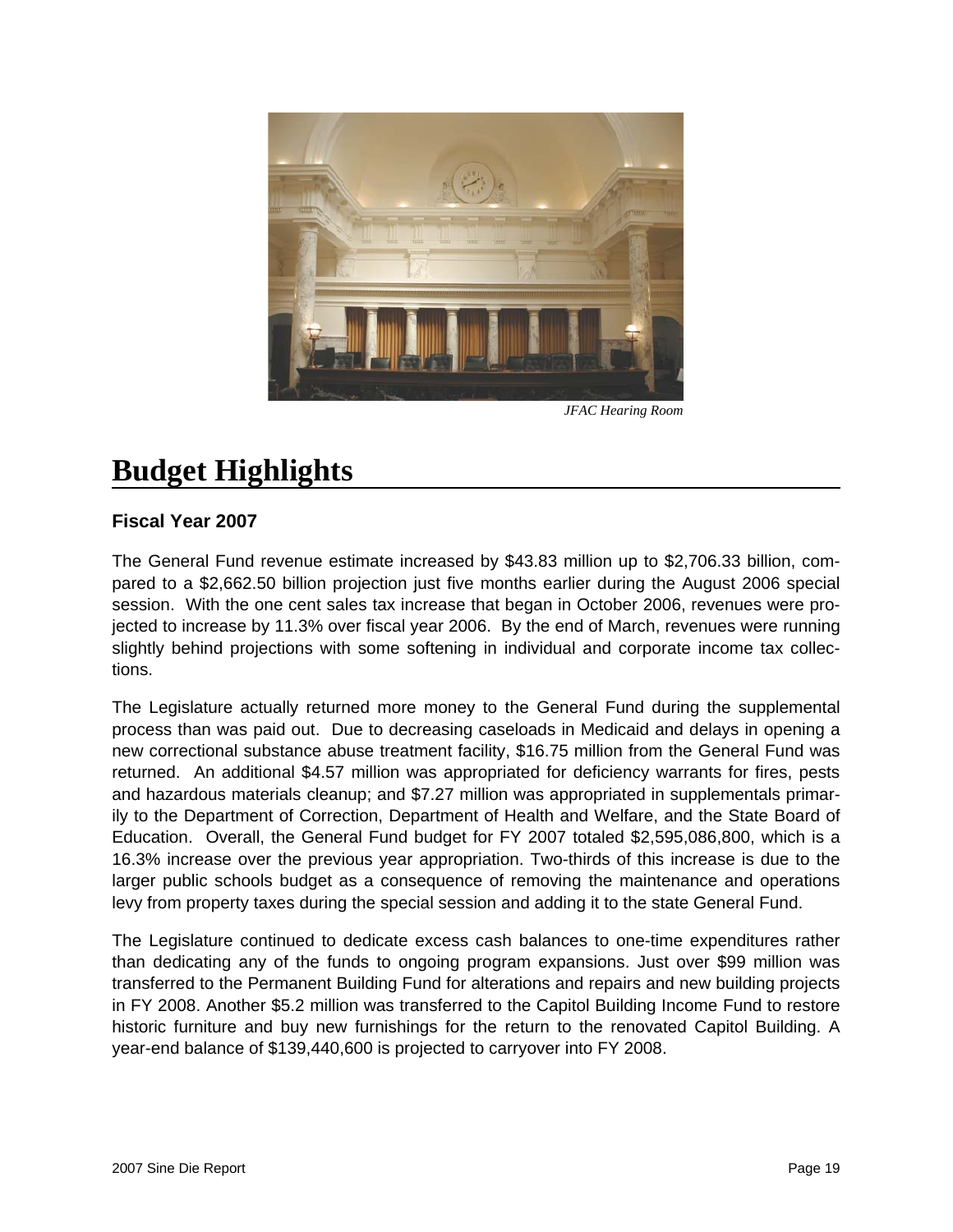*JFAC Hearing Room*

# Budget Highlights

### Fiscal Year 2007

The General Fund revenue estimate increased by $43.83 million up to $2,706.33 billion, compared to a $2,662.50 billion projection just five months earlier during the August 2006 special session. With the one cent sales tax increase that began in October 2006, revenues were projected to increase by 11.3% over fiscal year 2006. By the end of March, revenues were running slightly behind projections with some softening in individual and corporate income tax collections.

The Legislature actually returned more money to the General Fund during the supplemental process than was paid out. Due to decreasing caseloads in Medicaid and delays in opening a new correctional substance abuse treatment facility, $16.75 million from the General Fund was returned. An additional $4.57 million was appropriated for deficiency warrants for fires, pests and hazardous materials cleanup; and $7.27 million was appropriated in supplementals primarily to the Department of Correction, Department of Health and Welfare, and the State Board of Education. Overall, the General Fund budget for FY 2007 totaled $2,595,086,800, which is a 16.3% increase over the previous year appropriation. Two-thirds of this increase is due to the larger public schools budget as a consequence of removing the maintenance and operations levy from property taxes during the special session and adding it to the state General Fund.

The Legislature continued to dedicate excess cash balances to one-time expenditures rather than dedicating any of the funds to ongoing program expansions. Just over $99 million was transferred to the Permanent Building Fund for alterations and repairs and new building projects in FY 2008. Another $5.2 million was transferred to the Capitol Building Income Fund to restore historic furniture and buy new furnishings for the return to the renovated Capitol Building. A year-end balance of $139,440,600 is projected to carryover into FY 2008.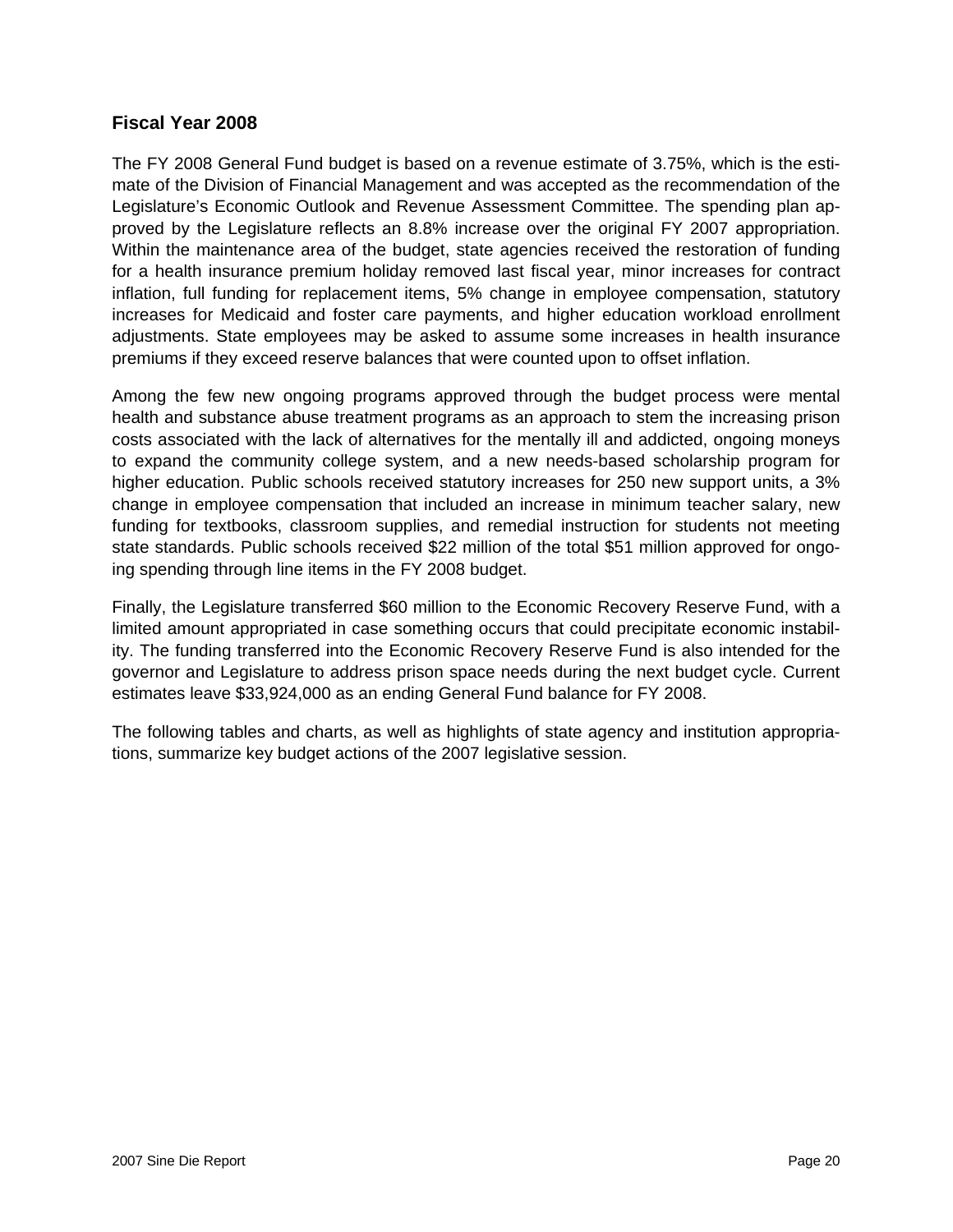## Fiscal Year 2008

The FY 2008 General Fund budget is based on a revenue estimate of 3.75%, which is the estimate of the Division of Financial Management and was accepted as the recommendation of the Legislature's Economic Outlook and Revenue Assessment Committee. The spending plan approved by the Legislature reflects an 8.8% increase over the original FY 2007 appropriation. Within the maintenance area of the budget, state agencies received the restoration of funding for a health insurance premium holiday removed last fiscal year, minor increases for contract inflation, full funding for replacement items, 5% change in employee compensation, statutory increases for Medicaid and foster care payments, and higher education workload enrollment adjustments. State employees may be asked to assume some increases in health insurance premiums if they exceed reserve balances that were counted upon to offset inflation.

Among the few new ongoing programs approved through the budget process were mental health and substance abuse treatment programs as an approach to stem the increasing prison costs associated with the lack of alternatives for the mentally ill and addicted, ongoing moneys to expand the community college system, and a new needs-based scholarship program for higher education. Public schools received statutory increases for 250 new support units, a 3% change in employee compensation that included an increase in minimum teacher salary, new funding for textbooks, classroom supplies, and remedial instruction for students not meeting state standards. Public schools received $22 million of the total $51 million approved for ongoing spending through line items in the FY 2008 budget.

Finally, the Legislature transferred $60 million to the Economic Recovery Reserve Fund, with a limited amount appropriated in case something occurs that could precipitate economic instability. The funding transferred into the Economic Recovery Reserve Fund is also intended for the governor and Legislature to address prison space needs during the next budget cycle. Current estimates leave $33,924,000 as an ending General Fund balance for FY 2008.

The following tables and charts, as well as highlights of state agency and institution appropriations, summarize key budget actions of the 2007 legislative session.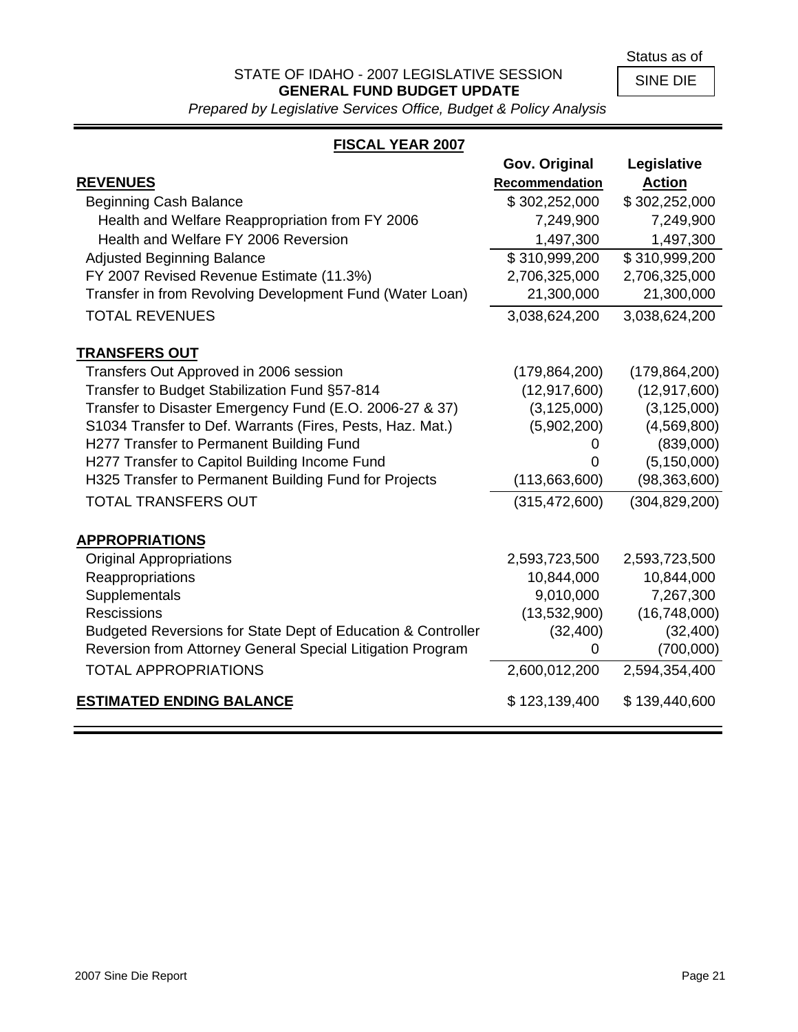Status as of

SINE DIE

STATE OF IDAHO - 2007 LEGISLATIVE SESSION

**GENERAL FUND BUDGET UPDATE**

*Prepared by Legislative Services Office, Budget & Policy Analysis*

## FISCAL YEAR 2007

| | Gov. Original Recommendation | Legislative Action |
|---|---|---|
| **REVENUES** | | |
| Beginning Cash Balance | $ 302,252,000 | $ 302,252,000 |
| Health and Welfare Reappropriation from FY 2006 | 7,249,900 | 7,249,900 |
| Health and Welfare FY 2006 Reversion | 1,497,300 | 1,497,300 |
| Adjusted Beginning Balance | $ 310,999,200 | $ 310,999,200 |
| FY 2007 Revised Revenue Estimate (11.3%) | 2,706,325,000 | 2,706,325,000 |
| Transfer in from Revolving Development Fund (Water Loan) | 21,300,000 | 21,300,000 |
| TOTAL REVENUES | 3,038,624,200 | 3,038,624,200 |
| **TRANSFERS OUT** | | |
| Transfers Out Approved in 2006 session | (179,864,200) | (179,864,200) |
| Transfer to Budget Stabilization Fund §57-814 | (12,917,600) | (12,917,600) |
| Transfer to Disaster Emergency Fund (E.O. 2006-27 & 37) | (3,125,000) | (3,125,000) |
| S1034 Transfer to Def. Warrants (Fires, Pests, Haz. Mat.) | (5,902,200) | (4,569,800) |
| H277 Transfer to Permanent Building Fund | 0 | (839,000) |
| H277 Transfer to Capitol Building Income Fund | 0 | (5,150,000) |
| H325 Transfer to Permanent Building Fund for Projects | (113,663,600) | (98,363,600) |
| TOTAL TRANSFERS OUT | (315,472,600) | (304,829,200) |
| **APPROPRIATIONS** | | |
| Original Appropriations | 2,593,723,500 | 2,593,723,500 |
| Reappropriations | 10,844,000 | 10,844,000 |
| Supplementals | 9,010,000 | 7,267,300 |
| Rescissions | (13,532,900) | (16,748,000) |
| Budgeted Reversions for State Dept of Education & Controller | (32,400) | (32,400) |
| Reversion from Attorney General Special Litigation Program | 0 | (700,000) |
| TOTAL APPROPRIATIONS | 2,600,012,200 | 2,594,354,400 |
| **ESTIMATED ENDING BALANCE** | $ 123,139,400 | $ 139,440,600 |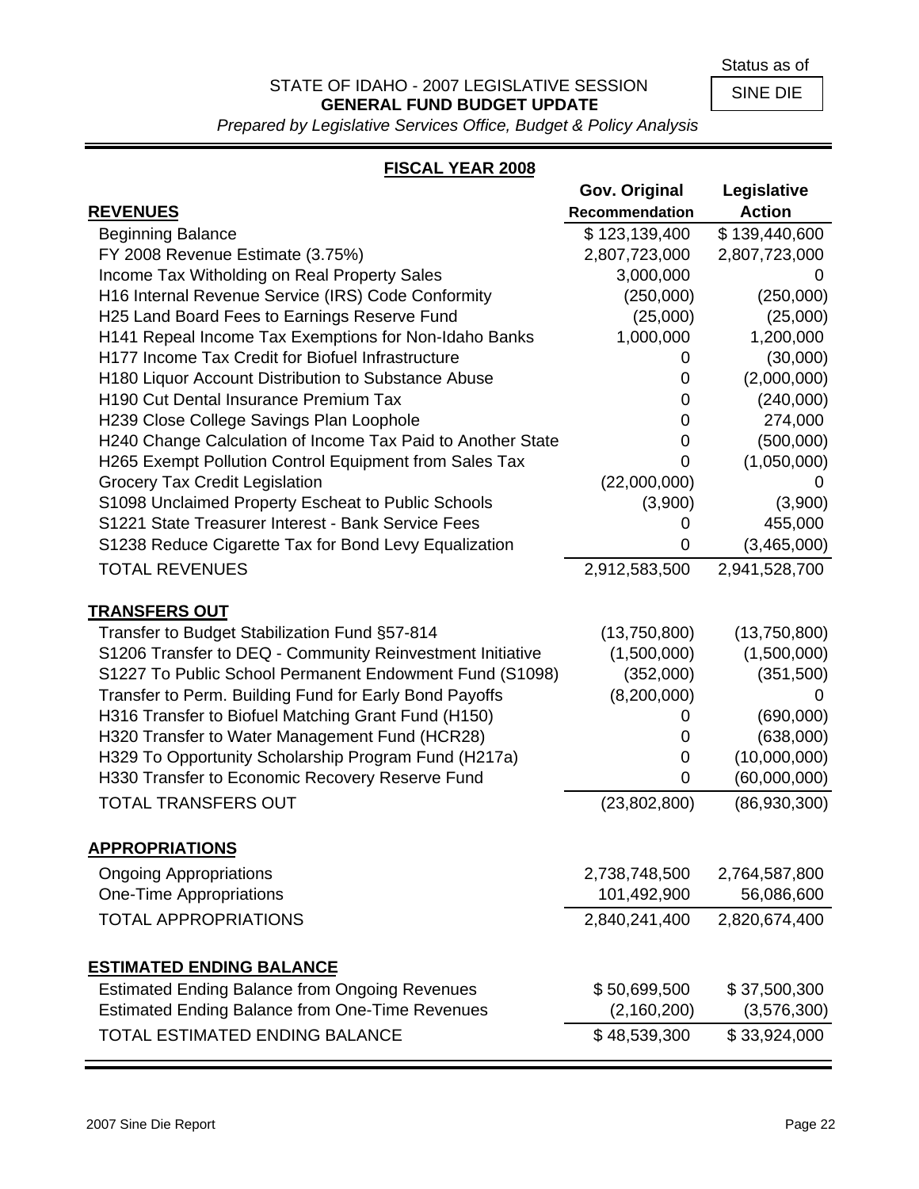Status as of

SINE DIE

STATE OF IDAHO - 2007 LEGISLATIVE SESSION
**GENERAL FUND BUDGET UPDATE**
*Prepared by Legislative Services Office, Budget & Policy Analysis*

**FISCAL YEAR 2008**

| **REVENUES** | **Gov. Original Recommendation** | **Legislative Action** |
|---|---|---|
| Beginning Balance | $ 123,139,400 | $ 139,440,600 |
| FY 2008 Revenue Estimate (3.75%) | 2,807,723,000 | 2,807,723,000 |
| Income Tax Witholding on Real Property Sales | 3,000,000 | 0 |
| H16 Internal Revenue Service (IRS) Code Conformity | (250,000) | (250,000) |
| H25 Land Board Fees to Earnings Reserve Fund | (25,000) | (25,000) |
| H141 Repeal Income Tax Exemptions for Non-Idaho Banks | 1,000,000 | 1,200,000 |
| H177 Income Tax Credit for Biofuel Infrastructure | 0 | (30,000) |
| H180 Liquor Account Distribution to Substance Abuse | 0 | (2,000,000) |
| H190 Cut Dental Insurance Premium Tax | 0 | (240,000) |
| H239 Close College Savings Plan Loophole | 0 | 274,000 |
| H240 Change Calculation of Income Tax Paid to Another State | 0 | (500,000) |
| H265 Exempt Pollution Control Equipment from Sales Tax | 0 | (1,050,000) |
| Grocery Tax Credit Legislation | (22,000,000) | 0 |
| S1098 Unclaimed Property Escheat to Public Schools | (3,900) | (3,900) |
| S1221 State Treasurer Interest - Bank Service Fees | 0 | 455,000 |
| S1238 Reduce Cigarette Tax for Bond Levy Equalization | 0 | (3,465,000) |
| TOTAL REVENUES | 2,912,583,500 | 2,941,528,700 |
| **TRANSFERS OUT** | | |
| Transfer to Budget Stabilization Fund §57-814 | (13,750,800) | (13,750,800) |
| S1206 Transfer to DEQ - Community Reinvestment Initiative | (1,500,000) | (1,500,000) |
| S1227 To Public School Permanent Endowment Fund (S1098) | (352,000) | (351,500) |
| Transfer to Perm. Building Fund for Early Bond Payoffs | (8,200,000) | 0 |
| H316 Transfer to Biofuel Matching Grant Fund (H150) | 0 | (690,000) |
| H320 Transfer to Water Management Fund (HCR28) | 0 | (638,000) |
| H329 To Opportunity Scholarship Program Fund (H217a) | 0 | (10,000,000) |
| H330 Transfer to Economic Recovery Reserve Fund | 0 | (60,000,000) |
| TOTAL TRANSFERS OUT | (23,802,800) | (86,930,300) |
| **APPROPRIATIONS** | | |
| Ongoing Appropriations | 2,738,748,500 | 2,764,587,800 |
| One-Time Appropriations | 101,492,900 | 56,086,600 |
| TOTAL APPROPRIATIONS | 2,840,241,400 | 2,820,674,400 |
| **ESTIMATED ENDING BALANCE** | | |
| Estimated Ending Balance from Ongoing Revenues | $ 50,699,500 | $ 37,500,300 |
| Estimated Ending Balance from One-Time Revenues | (2,160,200) | (3,576,300) |
| TOTAL ESTIMATED ENDING BALANCE | $ 48,539,300 | $ 33,924,000 |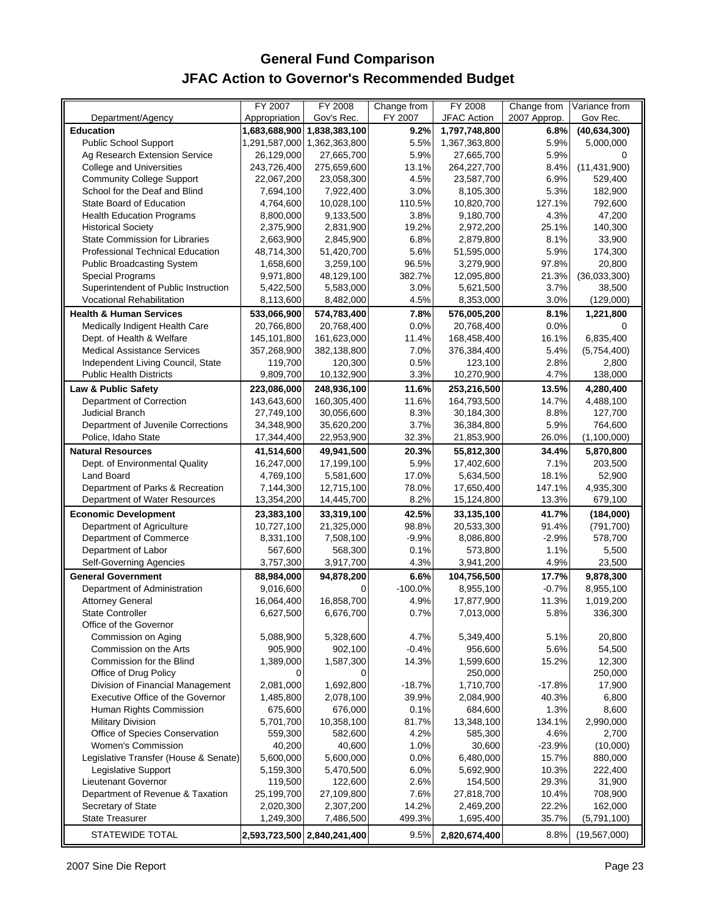# General Fund Comparison
## JFAC Action to Governor's Recommended Budget

| Department/Agency | FY 2007 Appropriation | FY 2008 Gov's Rec. | Change from FY 2007 | FY 2008 JFAC Action | Change from 2007 Approp. | Variance from Gov Rec. |
|---|---|---|---|---|---|---|
| **Education** | **1,683,688,900** | **1,838,383,100** | **9.2%** | **1,797,748,800** | **6.8%** | **(40,634,300)** |
| Public School Support | 1,291,587,000 | 1,362,363,800 | 5.5% | 1,367,363,800 | 5.9% | 5,000,000 |
| Ag Research Extension Service | 26,129,000 | 27,665,700 | 5.9% | 27,665,700 | 5.9% | 0 |
| College and Universities | 243,726,400 | 275,659,600 | 13.1% | 264,227,700 | 8.4% | (11,431,900) |
| Community College Support | 22,067,200 | 23,058,300 | 4.5% | 23,587,700 | 6.9% | 529,400 |
| School for the Deaf and Blind | 7,694,100 | 7,922,400 | 3.0% | 8,105,300 | 5.3% | 182,900 |
| State Board of Education | 4,764,600 | 10,028,100 | 110.5% | 10,820,700 | 127.1% | 792,600 |
| Health Education Programs | 8,800,000 | 9,133,500 | 3.8% | 9,180,700 | 4.3% | 47,200 |
| Historical Society | 2,375,900 | 2,831,900 | 19.2% | 2,972,200 | 25.1% | 140,300 |
| State Commission for Libraries | 2,663,900 | 2,845,900 | 6.8% | 2,879,800 | 8.1% | 33,900 |
| Professional Technical Education | 48,714,300 | 51,420,700 | 5.6% | 51,595,000 | 5.9% | 174,300 |
| Public Broadcasting System | 1,658,600 | 3,259,100 | 96.5% | 3,279,900 | 97.8% | 20,800 |
| Special Programs | 9,971,800 | 48,129,100 | 382.7% | 12,095,800 | 21.3% | (36,033,300) |
| Superintendent of Public Instruction | 5,422,500 | 5,583,000 | 3.0% | 5,621,500 | 3.7% | 38,500 |
| Vocational Rehabilitation | 8,113,600 | 8,482,000 | 4.5% | 8,353,000 | 3.0% | (129,000) |
| **Health & Human Services** | **533,066,900** | **574,783,400** | **7.8%** | **576,005,200** | **8.1%** | **1,221,800** |
| Medically Indigent Health Care | 20,766,800 | 20,768,400 | 0.0% | 20,768,400 | 0.0% | 0 |
| Dept. of Health & Welfare | 145,101,800 | 161,623,000 | 11.4% | 168,458,400 | 16.1% | 6,835,400 |
| Medical Assistance Services | 357,268,900 | 382,138,800 | 7.0% | 376,384,400 | 5.4% | (5,754,400) |
| Independent Living Council, State | 119,700 | 120,300 | 0.5% | 123,100 | 2.8% | 2,800 |
| Public Health Districts | 9,809,700 | 10,132,900 | 3.3% | 10,270,900 | 4.7% | 138,000 |
| **Law & Public Safety** | **223,086,000** | **248,936,100** | **11.6%** | **253,216,500** | **13.5%** | **4,280,400** |
| Department of Correction | 143,643,600 | 160,305,400 | 11.6% | 164,793,500 | 14.7% | 4,488,100 |
| Judicial Branch | 27,749,100 | 30,056,600 | 8.3% | 30,184,300 | 8.8% | 127,700 |
| Department of Juvenile Corrections | 34,348,900 | 35,620,200 | 3.7% | 36,384,800 | 5.9% | 764,600 |
| Police, Idaho State | 17,344,400 | 22,953,900 | 32.3% | 21,853,900 | 26.0% | (1,100,000) |
| **Natural Resources** | **41,514,600** | **49,941,500** | **20.3%** | **55,812,300** | **34.4%** | **5,870,800** |
| Dept. of Environmental Quality | 16,247,000 | 17,199,100 | 5.9% | 17,402,600 | 7.1% | 203,500 |
| Land Board | 4,769,100 | 5,581,600 | 17.0% | 5,634,500 | 18.1% | 52,900 |
| Department of Parks & Recreation | 7,144,300 | 12,715,100 | 78.0% | 17,650,400 | 147.1% | 4,935,300 |
| Department of Water Resources | 13,354,200 | 14,445,700 | 8.2% | 15,124,800 | 13.3% | 679,100 |
| **Economic Development** | **23,383,100** | **33,319,100** | **42.5%** | **33,135,100** | **41.7%** | **(184,000)** |
| Department of Agriculture | 10,727,100 | 21,325,000 | 98.8% | 20,533,300 | 91.4% | (791,700) |
| Department of Commerce | 8,331,100 | 7,508,100 | -9.9% | 8,086,800 | -2.9% | 578,700 |
| Department of Labor | 567,600 | 568,300 | 0.1% | 573,800 | 1.1% | 5,500 |
| Self-Governing Agencies | 3,757,300 | 3,917,700 | 4.3% | 3,941,200 | 4.9% | 23,500 |
| **General Government** | **88,984,000** | **94,878,200** | **6.6%** | **104,756,500** | **17.7%** | **9,878,300** |
| Department of Administration | 9,016,600 | 0 | -100.0% | 8,955,100 | -0.7% | 8,955,100 |
| Attorney General | 16,064,400 | 16,858,700 | 4.9% | 17,877,900 | 11.3% | 1,019,200 |
| State Controller | 6,627,500 | 6,676,700 | 0.7% | 7,013,000 | 5.8% | 336,300 |
| Office of the Governor | | | | | | |
| Commission on Aging | 5,088,900 | 5,328,600 | 4.7% | 5,349,400 | 5.1% | 20,800 |
| Commission on the Arts | 905,900 | 902,100 | -0.4% | 956,600 | 5.6% | 54,500 |
| Commission for the Blind | 1,389,000 | 1,587,300 | 14.3% | 1,599,600 | 15.2% | 12,300 |
| Office of Drug Policy | 0 | 0 | | 250,000 | | 250,000 |
| Division of Financial Management | 2,081,000 | 1,692,800 | -18.7% | 1,710,700 | -17.8% | 17,900 |
| Executive Office of the Governor | 1,485,800 | 2,078,100 | 39.9% | 2,084,900 | 40.3% | 6,800 |
| Human Rights Commission | 675,600 | 676,000 | 0.1% | 684,600 | 1.3% | 8,600 |
| Military Division | 5,701,700 | 10,358,100 | 81.7% | 13,348,100 | 134.1% | 2,990,000 |
| Office of Species Conservation | 559,300 | 582,600 | 4.2% | 585,300 | 4.6% | 2,700 |
| Women's Commission | 40,200 | 40,600 | 1.0% | 30,600 | -23.9% | (10,000) |
| Legislative Transfer (House & Senate) | 5,600,000 | 5,600,000 | 0.0% | 6,480,000 | 15.7% | 880,000 |
| Legislative Support | 5,159,300 | 5,470,500 | 6.0% | 5,692,900 | 10.3% | 222,400 |
| Lieutenant Governor | 119,500 | 122,600 | 2.6% | 154,500 | 29.3% | 31,900 |
| Department of Revenue & Taxation | 25,199,700 | 27,109,800 | 7.6% | 27,818,700 | 10.4% | 708,900 |
| Secretary of State | 2,020,300 | 2,307,200 | 14.2% | 2,469,200 | 22.2% | 162,000 |
| State Treasurer | 1,249,300 | 7,486,500 | 499.3% | 1,695,400 | 35.7% | (5,791,100) |
| STATEWIDE TOTAL | **2,593,723,500** | **2,840,241,400** | 9.5% | **2,820,674,400** | 8.8% | (19,567,000) |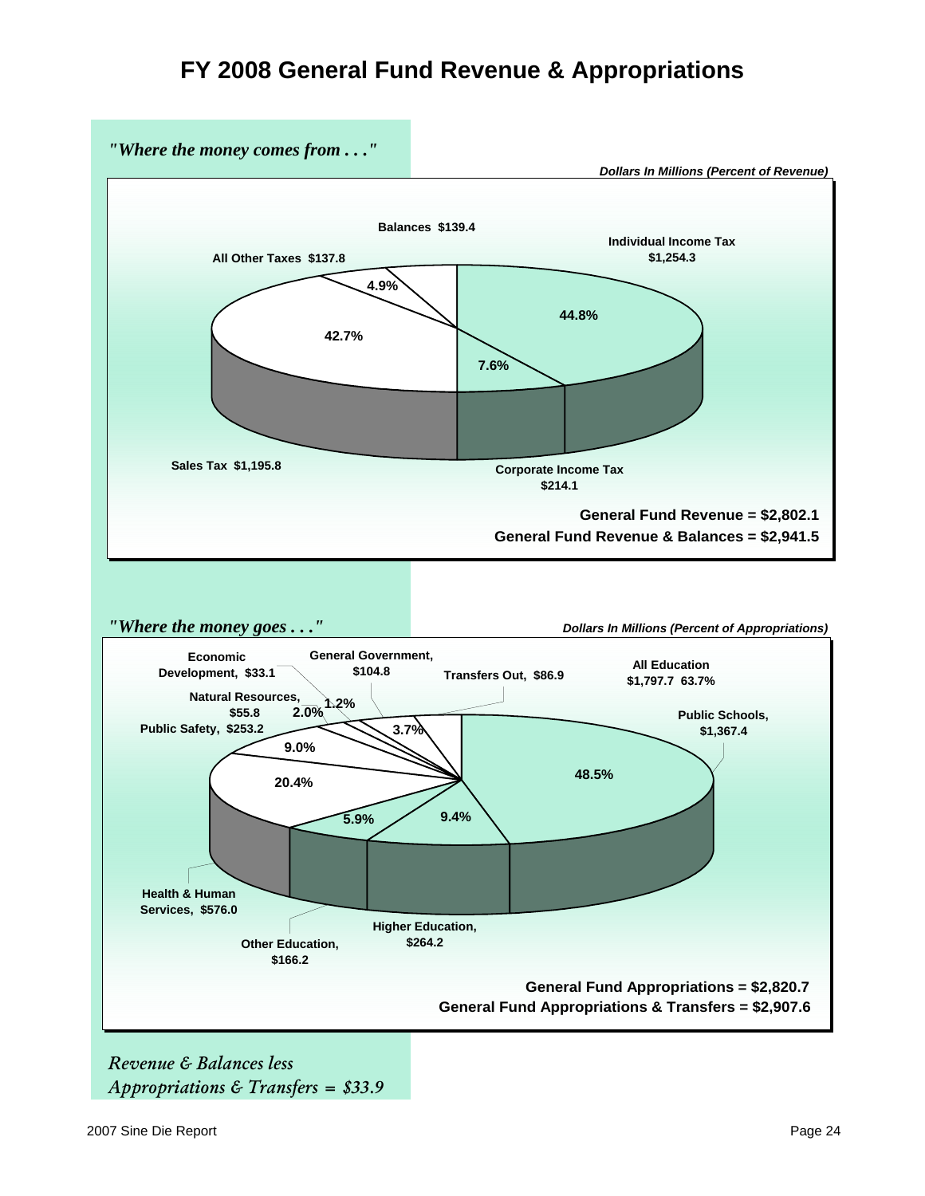# FY 2008 General Fund Revenue & Appropriations

*"Where the money comes from . . ."*

***Dollars In Millions (Percent of Revenue)***

**Balances $139.4**

**Individual Income Tax $1,254.3**

**All Other Taxes $137.8**

**4.9%**

**44.8%**

**42.7%**

**7.6%**

**Sales Tax $1,195.8**

**Corporate Income Tax $214.1**

**General Fund Revenue = $2,802.1**

**General Fund Revenue & Balances = $2,941.5**

*"Where the money goes . . ."*

***Dollars In Millions (Percent of Appropriations)***

**Economic Development, $33.1**

**General Government, $104.8**

**Transfers Out, $86.9**

**All Education $1,797.7 63.7%**

**Natural Resources, $55.8**

**1.2%**

**2.0%**

**Public Schools, $1,367.4**

**Public Safety, $253.2**

**3.7%**

**9.0%**

**48.5%**

**20.4%**

**5.9%**

**9.4%**

**Health & Human Services, $576.0**

**Higher Education, $264.2**

**Other Education, $166.2**

**General Fund Appropriations = $2,820.7**

**General Fund Appropriations & Transfers = $2,907.6**

*Revenue & Balances less Appropriations & Transfers = $33.9*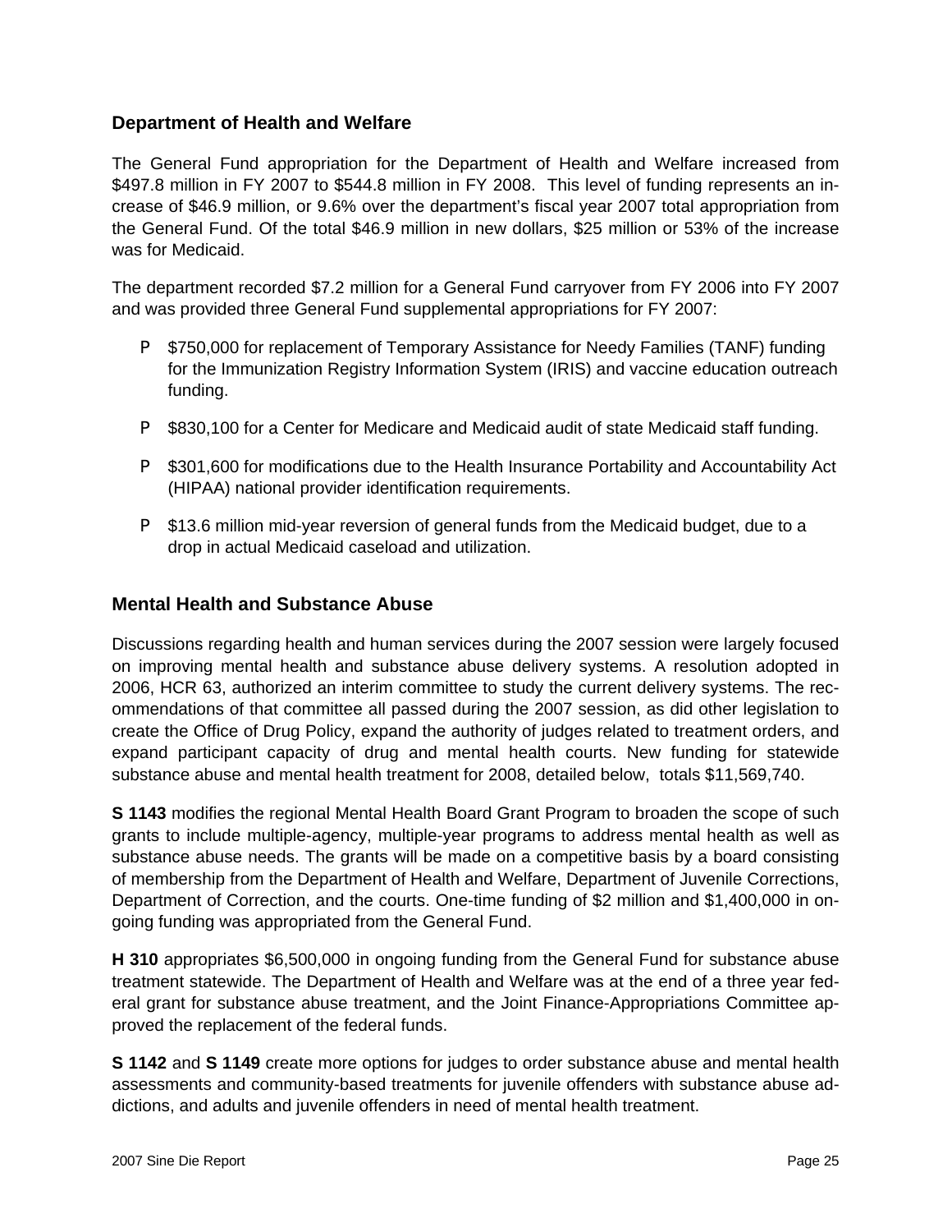## Department of Health and Welfare

The General Fund appropriation for the Department of Health and Welfare increased from $497.8 million in FY 2007 to $544.8 million in FY 2008. This level of funding represents an increase of $46.9 million, or 9.6% over the department's fiscal year 2007 total appropriation from the General Fund. Of the total $46.9 million in new dollars, $25 million or 53% of the increase was for Medicaid.

The department recorded $7.2 million for a General Fund carryover from FY 2006 into FY 2007 and was provided three General Fund supplemental appropriations for FY 2007:

- $750,000 for replacement of Temporary Assistance for Needy Families (TANF) funding for the Immunization Registry Information System (IRIS) and vaccine education outreach funding.
- $830,100 for a Center for Medicare and Medicaid audit of state Medicaid staff funding.
- $301,600 for modifications due to the Health Insurance Portability and Accountability Act (HIPAA) national provider identification requirements.
- $13.6 million mid-year reversion of general funds from the Medicaid budget, due to a drop in actual Medicaid caseload and utilization.

## Mental Health and Substance Abuse

Discussions regarding health and human services during the 2007 session were largely focused on improving mental health and substance abuse delivery systems. A resolution adopted in 2006, HCR 63, authorized an interim committee to study the current delivery systems. The recommendations of that committee all passed during the 2007 session, as did other legislation to create the Office of Drug Policy, expand the authority of judges related to treatment orders, and expand participant capacity of drug and mental health courts. New funding for statewide substance abuse and mental health treatment for 2008, detailed below, totals $11,569,740.

**S 1143** modifies the regional Mental Health Board Grant Program to broaden the scope of such grants to include multiple-agency, multiple-year programs to address mental health as well as substance abuse needs. The grants will be made on a competitive basis by a board consisting of membership from the Department of Health and Welfare, Department of Juvenile Corrections, Department of Correction, and the courts. One-time funding of $2 million and $1,400,000 in ongoing funding was appropriated from the General Fund.

**H 310** appropriates $6,500,000 in ongoing funding from the General Fund for substance abuse treatment statewide. The Department of Health and Welfare was at the end of a three year federal grant for substance abuse treatment, and the Joint Finance-Appropriations Committee approved the replacement of the federal funds.

**S 1142** and **S 1149** create more options for judges to order substance abuse and mental health assessments and community-based treatments for juvenile offenders with substance abuse addictions, and adults and juvenile offenders in need of mental health treatment.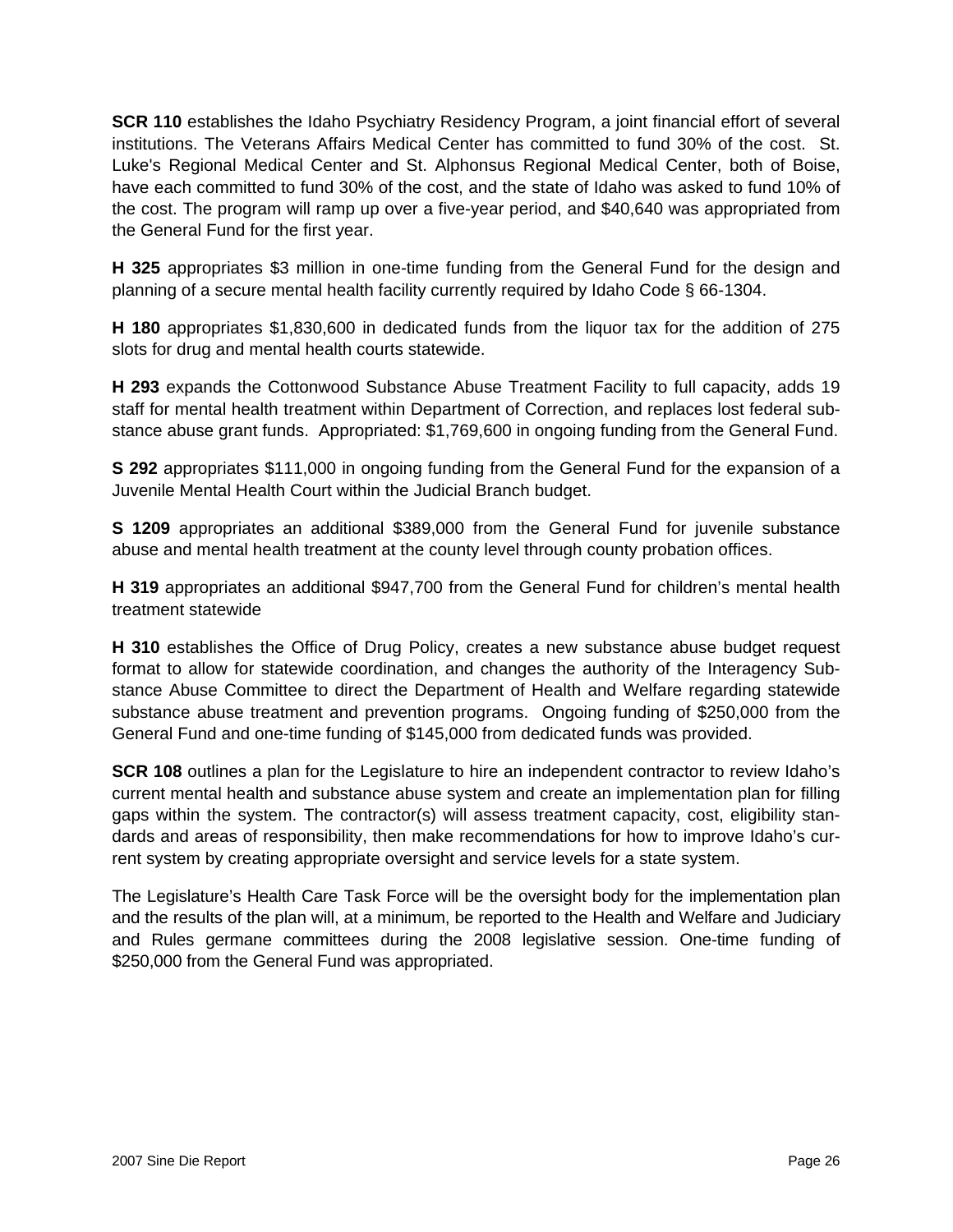**SCR 110** establishes the Idaho Psychiatry Residency Program, a joint financial effort of several institutions. The Veterans Affairs Medical Center has committed to fund 30% of the cost. St. Luke's Regional Medical Center and St. Alphonsus Regional Medical Center, both of Boise, have each committed to fund 30% of the cost, and the state of Idaho was asked to fund 10% of the cost. The program will ramp up over a five-year period, and $40,640 was appropriated from the General Fund for the first year.

**H 325** appropriates $3 million in one-time funding from the General Fund for the design and planning of a secure mental health facility currently required by Idaho Code § 66-1304.

**H 180** appropriates $1,830,600 in dedicated funds from the liquor tax for the addition of 275 slots for drug and mental health courts statewide.

**H 293** expands the Cottonwood Substance Abuse Treatment Facility to full capacity, adds 19 staff for mental health treatment within Department of Correction, and replaces lost federal substance abuse grant funds. Appropriated: $1,769,600 in ongoing funding from the General Fund.

**S 292** appropriates $111,000 in ongoing funding from the General Fund for the expansion of a Juvenile Mental Health Court within the Judicial Branch budget.

**S 1209** appropriates an additional $389,000 from the General Fund for juvenile substance abuse and mental health treatment at the county level through county probation offices.

**H 319** appropriates an additional $947,700 from the General Fund for children's mental health treatment statewide

**H 310** establishes the Office of Drug Policy, creates a new substance abuse budget request format to allow for statewide coordination, and changes the authority of the Interagency Substance Abuse Committee to direct the Department of Health and Welfare regarding statewide substance abuse treatment and prevention programs. Ongoing funding of $250,000 from the General Fund and one-time funding of $145,000 from dedicated funds was provided.

**SCR 108** outlines a plan for the Legislature to hire an independent contractor to review Idaho's current mental health and substance abuse system and create an implementation plan for filling gaps within the system. The contractor(s) will assess treatment capacity, cost, eligibility standards and areas of responsibility, then make recommendations for how to improve Idaho's current system by creating appropriate oversight and service levels for a state system.

The Legislature's Health Care Task Force will be the oversight body for the implementation plan and the results of the plan will, at a minimum, be reported to the Health and Welfare and Judiciary and Rules germane committees during the 2008 legislative session. One-time funding of $250,000 from the General Fund was appropriated.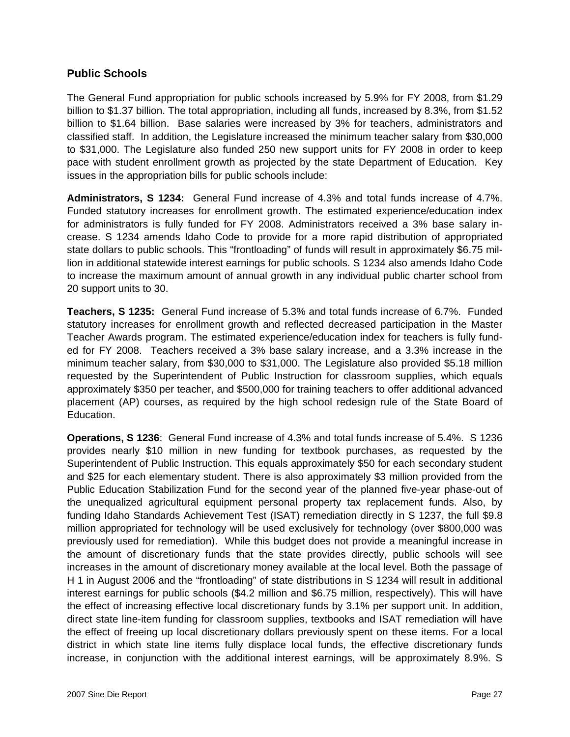## Public Schools

The General Fund appropriation for public schools increased by 5.9% for FY 2008, from $1.29 billion to $1.37 billion. The total appropriation, including all funds, increased by 8.3%, from $1.52 billion to $1.64 billion. Base salaries were increased by 3% for teachers, administrators and classified staff. In addition, the Legislature increased the minimum teacher salary from $30,000 to $31,000. The Legislature also funded 250 new support units for FY 2008 in order to keep pace with student enrollment growth as projected by the state Department of Education. Key issues in the appropriation bills for public schools include:

**Administrators, S 1234:** General Fund increase of 4.3% and total funds increase of 4.7%. Funded statutory increases for enrollment growth. The estimated experience/education index for administrators is fully funded for FY 2008. Administrators received a 3% base salary increase. S 1234 amends Idaho Code to provide for a more rapid distribution of appropriated state dollars to public schools. This "frontloading" of funds will result in approximately $6.75 million in additional statewide interest earnings for public schools. S 1234 also amends Idaho Code to increase the maximum amount of annual growth in any individual public charter school from 20 support units to 30.

**Teachers, S 1235:** General Fund increase of 5.3% and total funds increase of 6.7%. Funded statutory increases for enrollment growth and reflected decreased participation in the Master Teacher Awards program. The estimated experience/education index for teachers is fully funded for FY 2008. Teachers received a 3% base salary increase, and a 3.3% increase in the minimum teacher salary, from $30,000 to $31,000. The Legislature also provided $5.18 million requested by the Superintendent of Public Instruction for classroom supplies, which equals approximately $350 per teacher, and $500,000 for training teachers to offer additional advanced placement (AP) courses, as required by the high school redesign rule of the State Board of Education.

**Operations, S 1236**: General Fund increase of 4.3% and total funds increase of 5.4%. S 1236 provides nearly $10 million in new funding for textbook purchases, as requested by the Superintendent of Public Instruction. This equals approximately $50 for each secondary student and $25 for each elementary student. There is also approximately $3 million provided from the Public Education Stabilization Fund for the second year of the planned five-year phase-out of the unequalized agricultural equipment personal property tax replacement funds. Also, by funding Idaho Standards Achievement Test (ISAT) remediation directly in S 1237, the full $9.8 million appropriated for technology will be used exclusively for technology (over $800,000 was previously used for remediation). While this budget does not provide a meaningful increase in the amount of discretionary funds that the state provides directly, public schools will see increases in the amount of discretionary money available at the local level. Both the passage of H 1 in August 2006 and the "frontloading" of state distributions in S 1234 will result in additional interest earnings for public schools ($4.2 million and $6.75 million, respectively). This will have the effect of increasing effective local discretionary funds by 3.1% per support unit. In addition, direct state line-item funding for classroom supplies, textbooks and ISAT remediation will have the effect of freeing up local discretionary dollars previously spent on these items. For a local district in which state line items fully displace local funds, the effective discretionary funds increase, in conjunction with the additional interest earnings, will be approximately 8.9%. S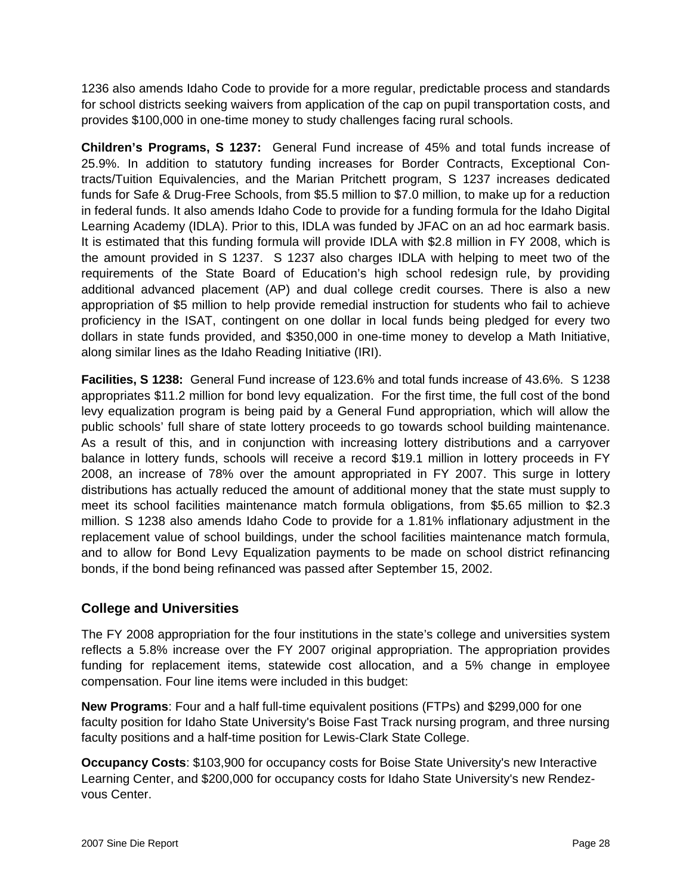1236 also amends Idaho Code to provide for a more regular, predictable process and standards for school districts seeking waivers from application of the cap on pupil transportation costs, and provides $100,000 in one-time money to study challenges facing rural schools.

**Children's Programs, S 1237:** General Fund increase of 45% and total funds increase of 25.9%. In addition to statutory funding increases for Border Contracts, Exceptional Contracts/Tuition Equivalencies, and the Marian Pritchett program, S 1237 increases dedicated funds for Safe & Drug-Free Schools, from $5.5 million to $7.0 million, to make up for a reduction in federal funds. It also amends Idaho Code to provide for a funding formula for the Idaho Digital Learning Academy (IDLA). Prior to this, IDLA was funded by JFAC on an ad hoc earmark basis. It is estimated that this funding formula will provide IDLA with $2.8 million in FY 2008, which is the amount provided in S 1237. S 1237 also charges IDLA with helping to meet two of the requirements of the State Board of Education's high school redesign rule, by providing additional advanced placement (AP) and dual college credit courses. There is also a new appropriation of $5 million to help provide remedial instruction for students who fail to achieve proficiency in the ISAT, contingent on one dollar in local funds being pledged for every two dollars in state funds provided, and $350,000 in one-time money to develop a Math Initiative, along similar lines as the Idaho Reading Initiative (IRI).

**Facilities, S 1238:** General Fund increase of 123.6% and total funds increase of 43.6%. S 1238 appropriates $11.2 million for bond levy equalization. For the first time, the full cost of the bond levy equalization program is being paid by a General Fund appropriation, which will allow the public schools' full share of state lottery proceeds to go towards school building maintenance. As a result of this, and in conjunction with increasing lottery distributions and a carryover balance in lottery funds, schools will receive a record $19.1 million in lottery proceeds in FY 2008, an increase of 78% over the amount appropriated in FY 2007. This surge in lottery distributions has actually reduced the amount of additional money that the state must supply to meet its school facilities maintenance match formula obligations, from $5.65 million to $2.3 million. S 1238 also amends Idaho Code to provide for a 1.81% inflationary adjustment in the replacement value of school buildings, under the school facilities maintenance match formula, and to allow for Bond Levy Equalization payments to be made on school district refinancing bonds, if the bond being refinanced was passed after September 15, 2002.

## College and Universities

The FY 2008 appropriation for the four institutions in the state's college and universities system reflects a 5.8% increase over the FY 2007 original appropriation. The appropriation provides funding for replacement items, statewide cost allocation, and a 5% change in employee compensation. Four line items were included in this budget:

**New Programs**: Four and a half full-time equivalent positions (FTPs) and $299,000 for one faculty position for Idaho State University's Boise Fast Track nursing program, and three nursing faculty positions and a half-time position for Lewis-Clark State College.

**Occupancy Costs**: $103,900 for occupancy costs for Boise State University's new Interactive Learning Center, and $200,000 for occupancy costs for Idaho State University's new Rendezvous Center.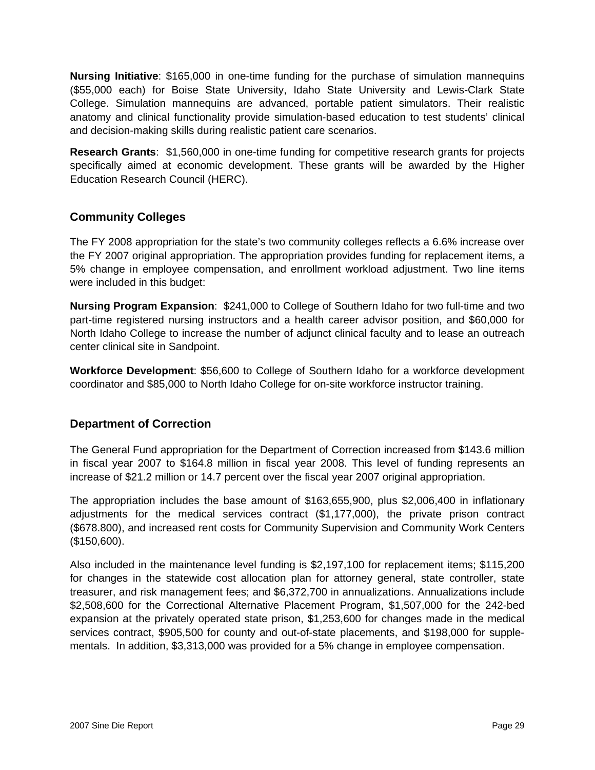**Nursing Initiative**: $165,000 in one-time funding for the purchase of simulation mannequins ($55,000 each) for Boise State University, Idaho State University and Lewis-Clark State College. Simulation mannequins are advanced, portable patient simulators. Their realistic anatomy and clinical functionality provide simulation-based education to test students' clinical and decision-making skills during realistic patient care scenarios.

**Research Grants**: $1,560,000 in one-time funding for competitive research grants for projects specifically aimed at economic development. These grants will be awarded by the Higher Education Research Council (HERC).

## Community Colleges

The FY 2008 appropriation for the state's two community colleges reflects a 6.6% increase over the FY 2007 original appropriation. The appropriation provides funding for replacement items, a 5% change in employee compensation, and enrollment workload adjustment. Two line items were included in this budget:

**Nursing Program Expansion**: $241,000 to College of Southern Idaho for two full-time and two part-time registered nursing instructors and a health career advisor position, and $60,000 for North Idaho College to increase the number of adjunct clinical faculty and to lease an outreach center clinical site in Sandpoint.

**Workforce Development**: $56,600 to College of Southern Idaho for a workforce development coordinator and $85,000 to North Idaho College for on-site workforce instructor training.

## Department of Correction

The General Fund appropriation for the Department of Correction increased from $143.6 million in fiscal year 2007 to $164.8 million in fiscal year 2008. This level of funding represents an increase of $21.2 million or 14.7 percent over the fiscal year 2007 original appropriation.

The appropriation includes the base amount of $163,655,900, plus $2,006,400 in inflationary adjustments for the medical services contract ($1,177,000), the private prison contract ($678.800), and increased rent costs for Community Supervision and Community Work Centers ($150,600).

Also included in the maintenance level funding is $2,197,100 for replacement items; $115,200 for changes in the statewide cost allocation plan for attorney general, state controller, state treasurer, and risk management fees; and $6,372,700 in annualizations. Annualizations include $2,508,600 for the Correctional Alternative Placement Program, $1,507,000 for the 242-bed expansion at the privately operated state prison, $1,253,600 for changes made in the medical services contract, $905,500 for county and out-of-state placements, and $198,000 for supplementals. In addition, $3,313,000 was provided for a 5% change in employee compensation.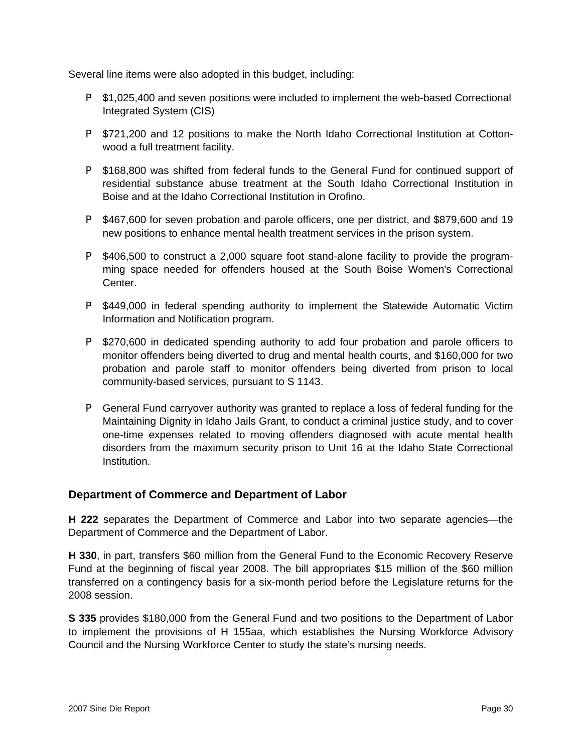Several line items were also adopted in this budget, including:

- $1,025,400 and seven positions were included to implement the web-based Correctional Integrated System (CIS)
- $721,200 and 12 positions to make the North Idaho Correctional Institution at Cottonwood a full treatment facility.
- $168,800 was shifted from federal funds to the General Fund for continued support of residential substance abuse treatment at the South Idaho Correctional Institution in Boise and at the Idaho Correctional Institution in Orofino.
- $467,600 for seven probation and parole officers, one per district, and $879,600 and 19 new positions to enhance mental health treatment services in the prison system.
- $406,500 to construct a 2,000 square foot stand-alone facility to provide the programming space needed for offenders housed at the South Boise Women's Correctional Center.
- $449,000 in federal spending authority to implement the Statewide Automatic Victim Information and Notification program.
- $270,600 in dedicated spending authority to add four probation and parole officers to monitor offenders being diverted to drug and mental health courts, and $160,000 for two probation and parole staff to monitor offenders being diverted from prison to local community-based services, pursuant to S 1143.
- General Fund carryover authority was granted to replace a loss of federal funding for the Maintaining Dignity in Idaho Jails Grant, to conduct a criminal justice study, and to cover one-time expenses related to moving offenders diagnosed with acute mental health disorders from the maximum security prison to Unit 16 at the Idaho State Correctional Institution.

### Department of Commerce and Department of Labor

**H 222** separates the Department of Commerce and Labor into two separate agencies—the Department of Commerce and the Department of Labor.

**H 330**, in part, transfers $60 million from the General Fund to the Economic Recovery Reserve Fund at the beginning of fiscal year 2008. The bill appropriates $15 million of the $60 million transferred on a contingency basis for a six-month period before the Legislature returns for the 2008 session.

**S 335** provides $180,000 from the General Fund and two positions to the Department of Labor to implement the provisions of H 155aa, which establishes the Nursing Workforce Advisory Council and the Nursing Workforce Center to study the state's nursing needs.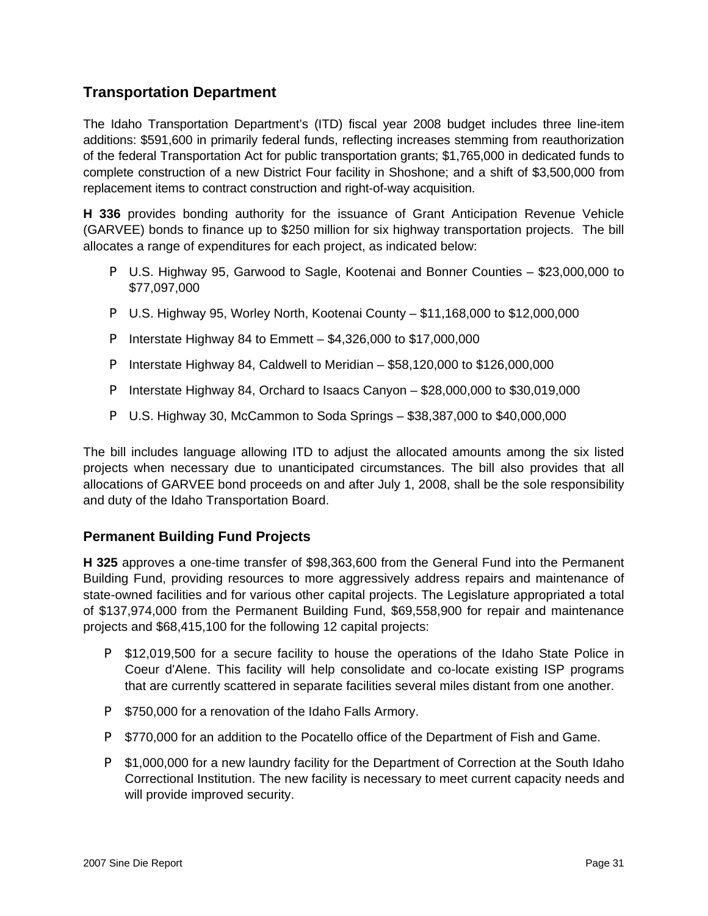## Transportation Department

The Idaho Transportation Department's (ITD) fiscal year 2008 budget includes three line-item additions: $591,600 in primarily federal funds, reflecting increases stemming from reauthorization of the federal Transportation Act for public transportation grants; $1,765,000 in dedicated funds to complete construction of a new District Four facility in Shoshone; and a shift of $3,500,000 from replacement items to contract construction and right-of-way acquisition.

**H 336** provides bonding authority for the issuance of Grant Anticipation Revenue Vehicle (GARVEE) bonds to finance up to $250 million for six highway transportation projects. The bill allocates a range of expenditures for each project, as indicated below:

- U.S. Highway 95, Garwood to Sagle, Kootenai and Bonner Counties – $23,000,000 to $77,097,000
- U.S. Highway 95, Worley North, Kootenai County – $11,168,000 to $12,000,000
- Interstate Highway 84 to Emmett – $4,326,000 to $17,000,000
- Interstate Highway 84, Caldwell to Meridian – $58,120,000 to $126,000,000
- Interstate Highway 84, Orchard to Isaacs Canyon – $28,000,000 to $30,019,000
- U.S. Highway 30, McCammon to Soda Springs – $38,387,000 to $40,000,000

The bill includes language allowing ITD to adjust the allocated amounts among the six listed projects when necessary due to unanticipated circumstances. The bill also provides that all allocations of GARVEE bond proceeds on and after July 1, 2008, shall be the sole responsibility and duty of the Idaho Transportation Board.

### Permanent Building Fund Projects

**H 325** approves a one-time transfer of $98,363,600 from the General Fund into the Permanent Building Fund, providing resources to more aggressively address repairs and maintenance of state-owned facilities and for various other capital projects. The Legislature appropriated a total of $137,974,000 from the Permanent Building Fund, $69,558,900 for repair and maintenance projects and $68,415,100 for the following 12 capital projects:

- $12,019,500 for a secure facility to house the operations of the Idaho State Police in Coeur d'Alene. This facility will help consolidate and co-locate existing ISP programs that are currently scattered in separate facilities several miles distant from one another.
- $750,000 for a renovation of the Idaho Falls Armory.
- $770,000 for an addition to the Pocatello office of the Department of Fish and Game.
- $1,000,000 for a new laundry facility for the Department of Correction at the South Idaho Correctional Institution. The new facility is necessary to meet current capacity needs and will provide improved security.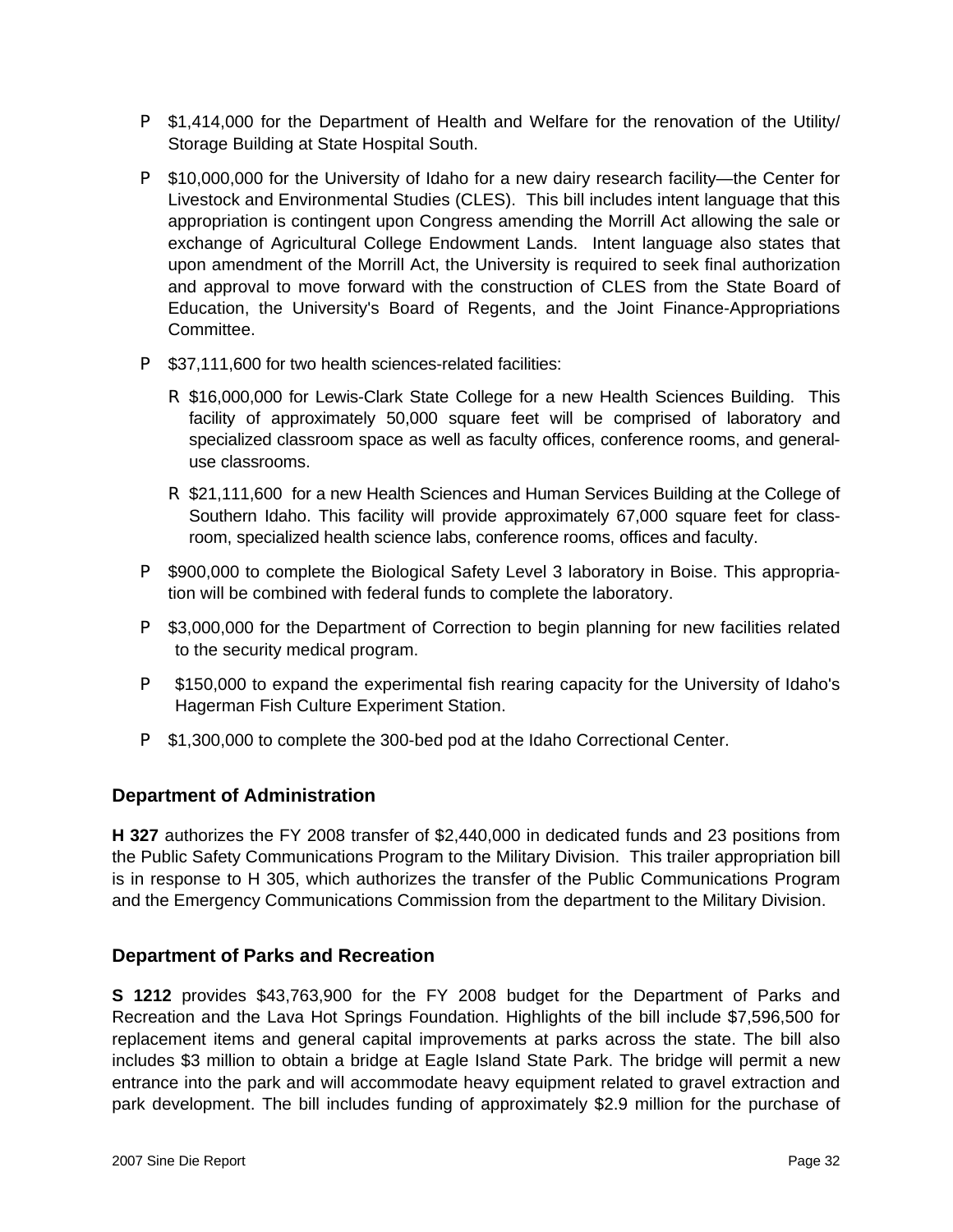- $1,414,000 for the Department of Health and Welfare for the renovation of the Utility/ Storage Building at State Hospital South.
- $10,000,000 for the University of Idaho for a new dairy research facility—the Center for Livestock and Environmental Studies (CLES). This bill includes intent language that this appropriation is contingent upon Congress amending the Morrill Act allowing the sale or exchange of Agricultural College Endowment Lands. Intent language also states that upon amendment of the Morrill Act, the University is required to seek final authorization and approval to move forward with the construction of CLES from the State Board of Education, the University's Board of Regents, and the Joint Finance-Appropriations Committee.
- $37,111,600 for two health sciences-related facilities:
  - $16,000,000 for Lewis-Clark State College for a new Health Sciences Building. This facility of approximately 50,000 square feet will be comprised of laboratory and specialized classroom space as well as faculty offices, conference rooms, and general-use classrooms.
  - $21,111,600 for a new Health Sciences and Human Services Building at the College of Southern Idaho. This facility will provide approximately 67,000 square feet for classroom, specialized health science labs, conference rooms, offices and faculty.
- $900,000 to complete the Biological Safety Level 3 laboratory in Boise. This appropriation will be combined with federal funds to complete the laboratory.
- $3,000,000 for the Department of Correction to begin planning for new facilities related to the security medical program.
- $150,000 to expand the experimental fish rearing capacity for the University of Idaho's Hagerman Fish Culture Experiment Station.
- $1,300,000 to complete the 300-bed pod at the Idaho Correctional Center.

## Department of Administration

**H 327** authorizes the FY 2008 transfer of $2,440,000 in dedicated funds and 23 positions from the Public Safety Communications Program to the Military Division. This trailer appropriation bill is in response to H 305, which authorizes the transfer of the Public Communications Program and the Emergency Communications Commission from the department to the Military Division.

## Department of Parks and Recreation

**S 1212** provides $43,763,900 for the FY 2008 budget for the Department of Parks and Recreation and the Lava Hot Springs Foundation. Highlights of the bill include $7,596,500 for replacement items and general capital improvements at parks across the state. The bill also includes $3 million to obtain a bridge at Eagle Island State Park. The bridge will permit a new entrance into the park and will accommodate heavy equipment related to gravel extraction and park development. The bill includes funding of approximately $2.9 million for the purchase of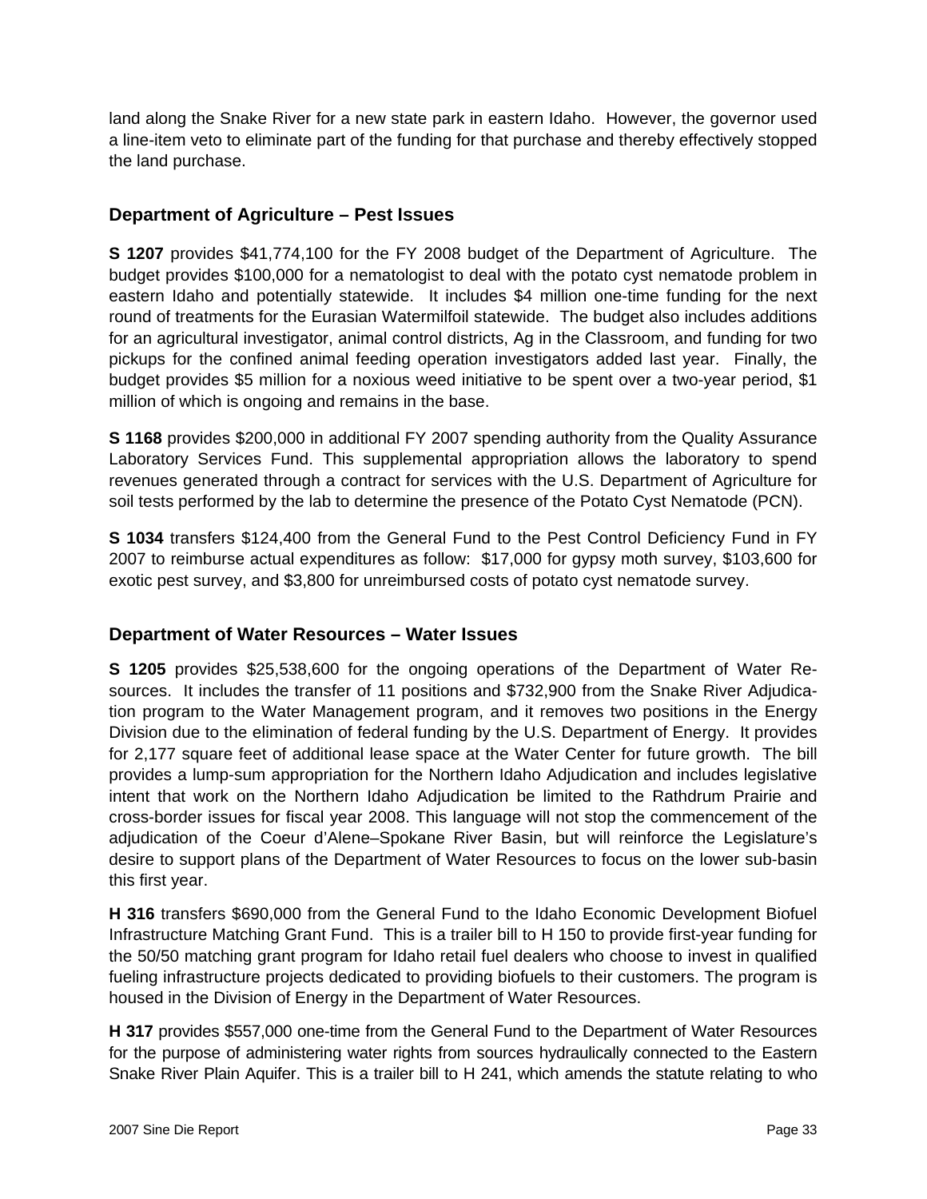land along the Snake River for a new state park in eastern Idaho. However, the governor used a line-item veto to eliminate part of the funding for that purchase and thereby effectively stopped the land purchase.

## Department of Agriculture – Pest Issues

**S 1207** provides $41,774,100 for the FY 2008 budget of the Department of Agriculture. The budget provides $100,000 for a nematologist to deal with the potato cyst nematode problem in eastern Idaho and potentially statewide. It includes $4 million one-time funding for the next round of treatments for the Eurasian Watermilfoil statewide. The budget also includes additions for an agricultural investigator, animal control districts, Ag in the Classroom, and funding for two pickups for the confined animal feeding operation investigators added last year. Finally, the budget provides $5 million for a noxious weed initiative to be spent over a two-year period, $1 million of which is ongoing and remains in the base.

**S 1168** provides $200,000 in additional FY 2007 spending authority from the Quality Assurance Laboratory Services Fund. This supplemental appropriation allows the laboratory to spend revenues generated through a contract for services with the U.S. Department of Agriculture for soil tests performed by the lab to determine the presence of the Potato Cyst Nematode (PCN).

**S 1034** transfers $124,400 from the General Fund to the Pest Control Deficiency Fund in FY 2007 to reimburse actual expenditures as follow: $17,000 for gypsy moth survey, $103,600 for exotic pest survey, and $3,800 for unreimbursed costs of potato cyst nematode survey.

## Department of Water Resources – Water Issues

**S 1205** provides $25,538,600 for the ongoing operations of the Department of Water Resources. It includes the transfer of 11 positions and $732,900 from the Snake River Adjudication program to the Water Management program, and it removes two positions in the Energy Division due to the elimination of federal funding by the U.S. Department of Energy. It provides for 2,177 square feet of additional lease space at the Water Center for future growth. The bill provides a lump-sum appropriation for the Northern Idaho Adjudication and includes legislative intent that work on the Northern Idaho Adjudication be limited to the Rathdrum Prairie and cross-border issues for fiscal year 2008. This language will not stop the commencement of the adjudication of the Coeur d'Alene–Spokane River Basin, but will reinforce the Legislature's desire to support plans of the Department of Water Resources to focus on the lower sub-basin this first year.

**H 316** transfers $690,000 from the General Fund to the Idaho Economic Development Biofuel Infrastructure Matching Grant Fund. This is a trailer bill to H 150 to provide first-year funding for the 50/50 matching grant program for Idaho retail fuel dealers who choose to invest in qualified fueling infrastructure projects dedicated to providing biofuels to their customers. The program is housed in the Division of Energy in the Department of Water Resources.

**H 317** provides $557,000 one-time from the General Fund to the Department of Water Resources for the purpose of administering water rights from sources hydraulically connected to the Eastern Snake River Plain Aquifer. This is a trailer bill to H 241, which amends the statute relating to who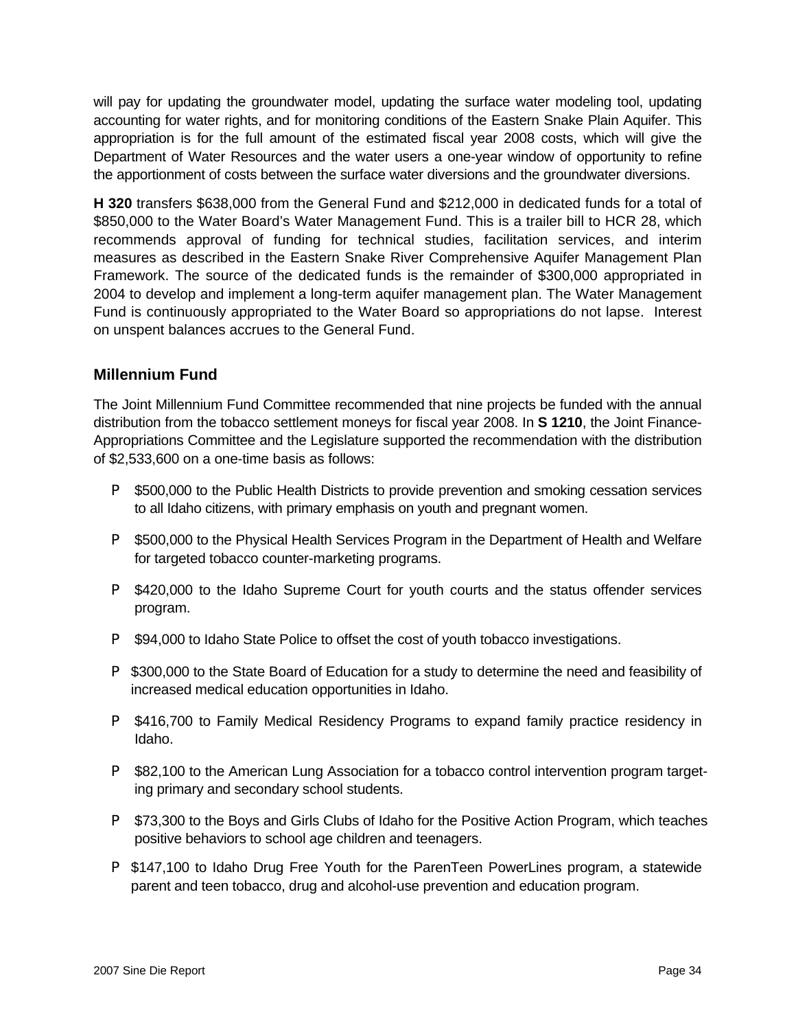will pay for updating the groundwater model, updating the surface water modeling tool, updating accounting for water rights, and for monitoring conditions of the Eastern Snake Plain Aquifer. This appropriation is for the full amount of the estimated fiscal year 2008 costs, which will give the Department of Water Resources and the water users a one-year window of opportunity to refine the apportionment of costs between the surface water diversions and the groundwater diversions.

**H 320** transfers $638,000 from the General Fund and $212,000 in dedicated funds for a total of $850,000 to the Water Board's Water Management Fund. This is a trailer bill to HCR 28, which recommends approval of funding for technical studies, facilitation services, and interim measures as described in the Eastern Snake River Comprehensive Aquifer Management Plan Framework. The source of the dedicated funds is the remainder of $300,000 appropriated in 2004 to develop and implement a long-term aquifer management plan. The Water Management Fund is continuously appropriated to the Water Board so appropriations do not lapse. Interest on unspent balances accrues to the General Fund.

## Millennium Fund

The Joint Millennium Fund Committee recommended that nine projects be funded with the annual distribution from the tobacco settlement moneys for fiscal year 2008. In **S 1210**, the Joint Finance-Appropriations Committee and the Legislature supported the recommendation with the distribution of $2,533,600 on a one-time basis as follows:

- $500,000 to the Public Health Districts to provide prevention and smoking cessation services to all Idaho citizens, with primary emphasis on youth and pregnant women.
- $500,000 to the Physical Health Services Program in the Department of Health and Welfare for targeted tobacco counter-marketing programs.
- $420,000 to the Idaho Supreme Court for youth courts and the status offender services program.
- $94,000 to Idaho State Police to offset the cost of youth tobacco investigations.
- $300,000 to the State Board of Education for a study to determine the need and feasibility of increased medical education opportunities in Idaho.
- $416,700 to Family Medical Residency Programs to expand family practice residency in Idaho.
- $82,100 to the American Lung Association for a tobacco control intervention program targeting primary and secondary school students.
- $73,300 to the Boys and Girls Clubs of Idaho for the Positive Action Program, which teaches positive behaviors to school age children and teenagers.
- $147,100 to Idaho Drug Free Youth for the ParenTeen PowerLines program, a statewide parent and teen tobacco, drug and alcohol-use prevention and education program.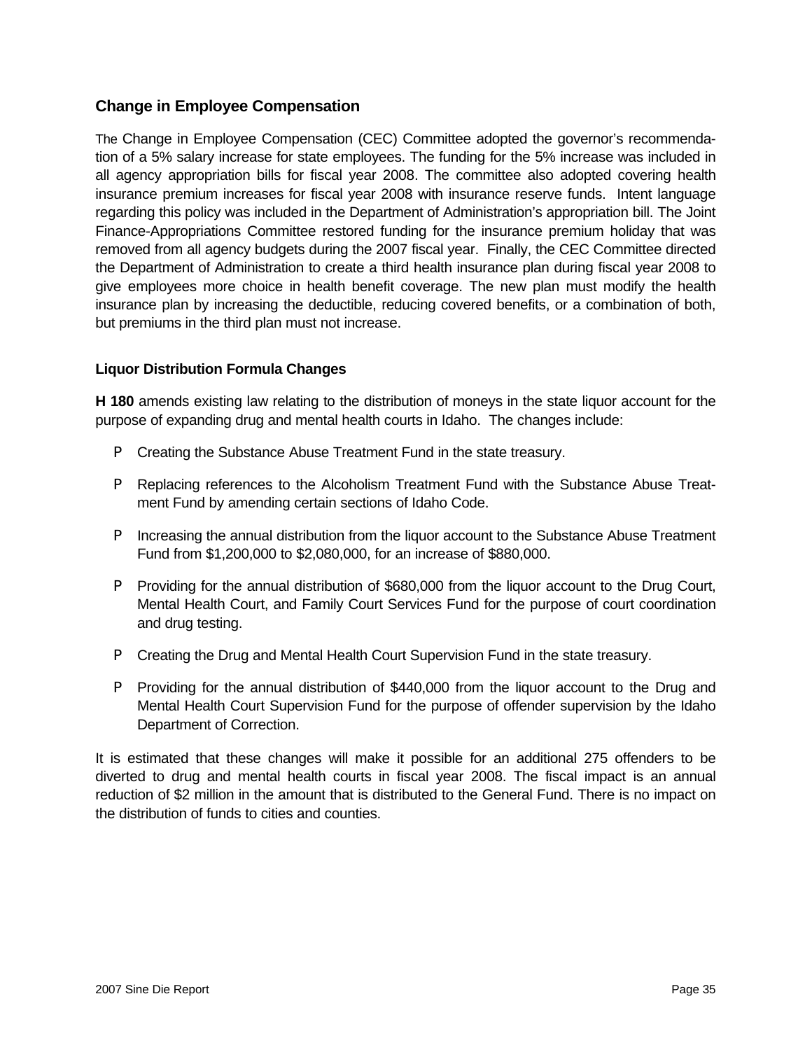## Change in Employee Compensation

The Change in Employee Compensation (CEC) Committee adopted the governor's recommendation of a 5% salary increase for state employees. The funding for the 5% increase was included in all agency appropriation bills for fiscal year 2008. The committee also adopted covering health insurance premium increases for fiscal year 2008 with insurance reserve funds. Intent language regarding this policy was included in the Department of Administration's appropriation bill. The Joint Finance-Appropriations Committee restored funding for the insurance premium holiday that was removed from all agency budgets during the 2007 fiscal year. Finally, the CEC Committee directed the Department of Administration to create a third health insurance plan during fiscal year 2008 to give employees more choice in health benefit coverage. The new plan must modify the health insurance plan by increasing the deductible, reducing covered benefits, or a combination of both, but premiums in the third plan must not increase.

### Liquor Distribution Formula Changes

**H 180** amends existing law relating to the distribution of moneys in the state liquor account for the purpose of expanding drug and mental health courts in Idaho. The changes include:

- Creating the Substance Abuse Treatment Fund in the state treasury.
- Replacing references to the Alcoholism Treatment Fund with the Substance Abuse Treatment Fund by amending certain sections of Idaho Code.
- Increasing the annual distribution from the liquor account to the Substance Abuse Treatment Fund from $1,200,000 to $2,080,000, for an increase of $880,000.
- Providing for the annual distribution of $680,000 from the liquor account to the Drug Court, Mental Health Court, and Family Court Services Fund for the purpose of court coordination and drug testing.
- Creating the Drug and Mental Health Court Supervision Fund in the state treasury.
- Providing for the annual distribution of $440,000 from the liquor account to the Drug and Mental Health Court Supervision Fund for the purpose of offender supervision by the Idaho Department of Correction.

It is estimated that these changes will make it possible for an additional 275 offenders to be diverted to drug and mental health courts in fiscal year 2008. The fiscal impact is an annual reduction of $2 million in the amount that is distributed to the General Fund. There is no impact on the distribution of funds to cities and counties.